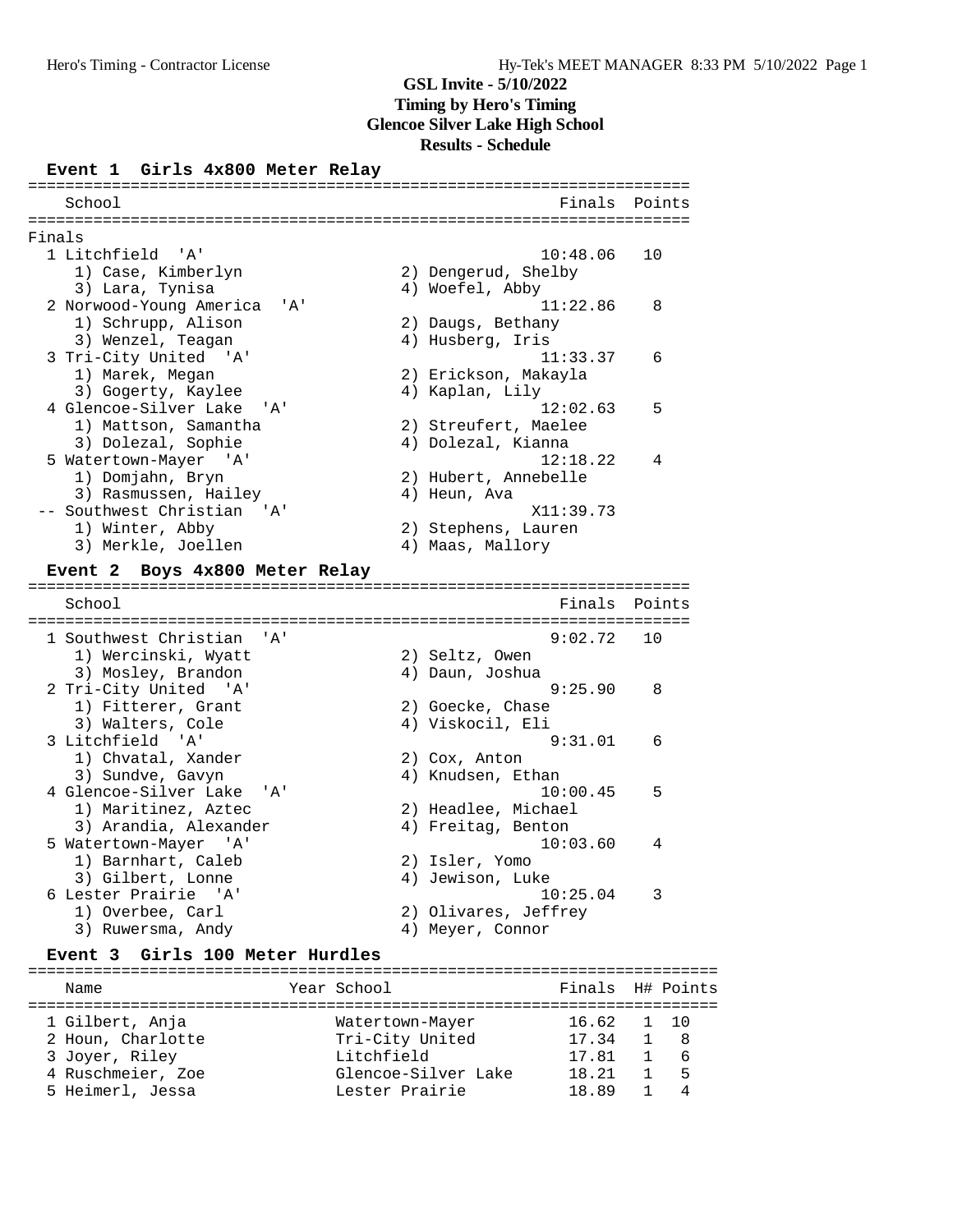# GSL Invite - 5/10/2022

**Timing by Hero's Timing**
**Glencoe Silver Lake High School**
**Results - Schedule**

## Event 1 Girls 4x800 Meter Relay

**Finals**

| Place | School | Finals | Points |
|---|---|---|---|
| 1 | Litchfield 'A' | 10:48.06 | 10 |
| | 1) Case, Kimberlyn; 2) Dengerud, Shelby; 3) Lara, Tynisa; 4) Woefel, Abby | | |
| 2 | Norwood-Young America 'A' | 11:22.86 | 8 |
| | 1) Schrupp, Alison; 2) Daugs, Bethany; 3) Wenzel, Teagan; 4) Husberg, Iris | | |
| 3 | Tri-City United 'A' | 11:33.37 | 6 |
| | 1) Marek, Megan; 2) Erickson, Makayla; 3) Gogerty, Kaylee; 4) Kaplan, Lily | | |
| 4 | Glencoe-Silver Lake 'A' | 12:02.63 | 5 |
| | 1) Mattson, Samantha; 2) Streufert, Maelee; 3) Dolezal, Sophie; 4) Dolezal, Kianna | | |
| 5 | Watertown-Mayer 'A' | 12:18.22 | 4 |
| | 1) Domjahn, Bryn; 2) Hubert, Annebelle; 3) Rasmussen, Hailey; 4) Heun, Ava | | |
| -- | Southwest Christian 'A' | X11:39.73 | |
| | 1) Winter, Abby; 2) Stephens, Lauren; 3) Merkle, Joellen; 4) Maas, Mallory | | |

## Event 2 Boys 4x800 Meter Relay

| Place | School | Finals | Points |
|---|---|---|---|
| 1 | Southwest Christian 'A' | 9:02.72 | 10 |
| | 1) Wercinski, Wyatt; 2) Seltz, Owen; 3) Mosley, Brandon; 4) Daun, Joshua | | |
| 2 | Tri-City United 'A' | 9:25.90 | 8 |
| | 1) Fitterer, Grant; 2) Goecke, Chase; 3) Walters, Cole; 4) Viskocil, Eli | | |
| 3 | Litchfield 'A' | 9:31.01 | 6 |
| | 1) Chvatal, Xander; 2) Cox, Anton; 3) Sundve, Gavyn; 4) Knudsen, Ethan | | |
| 4 | Glencoe-Silver Lake 'A' | 10:00.45 | 5 |
| | 1) Maritinez, Aztec; 2) Headlee, Michael; 3) Arandia, Alexander; 4) Freitag, Benton | | |
| 5 | Watertown-Mayer 'A' | 10:03.60 | 4 |
| | 1) Barnhart, Caleb; 2) Isler, Yomo; 3) Gilbert, Lonne; 4) Jewison, Luke | | |
| 6 | Lester Prairie 'A' | 10:25.04 | 3 |
| | 1) Overbee, Carl; 2) Olivares, Jeffrey; 3) Ruwersma, Andy; 4) Meyer, Connor | | |

## Event 3 Girls 100 Meter Hurdles

| Place | Name | Year | School | Finals | H# | Points |
|---|---|---|---|---|---|---|
| 1 | Gilbert, Anja | | Watertown-Mayer | 16.62 | 1 | 10 |
| 2 | Houn, Charlotte | | Tri-City United | 17.34 | 1 | 8 |
| 3 | Joyer, Riley | | Litchfield | 17.81 | 1 | 6 |
| 4 | Ruschmeier, Zoe | | Glencoe-Silver Lake | 18.21 | 1 | 5 |
| 5 | Heimerl, Jessa | | Lester Prairie | 18.89 | 1 | 4 |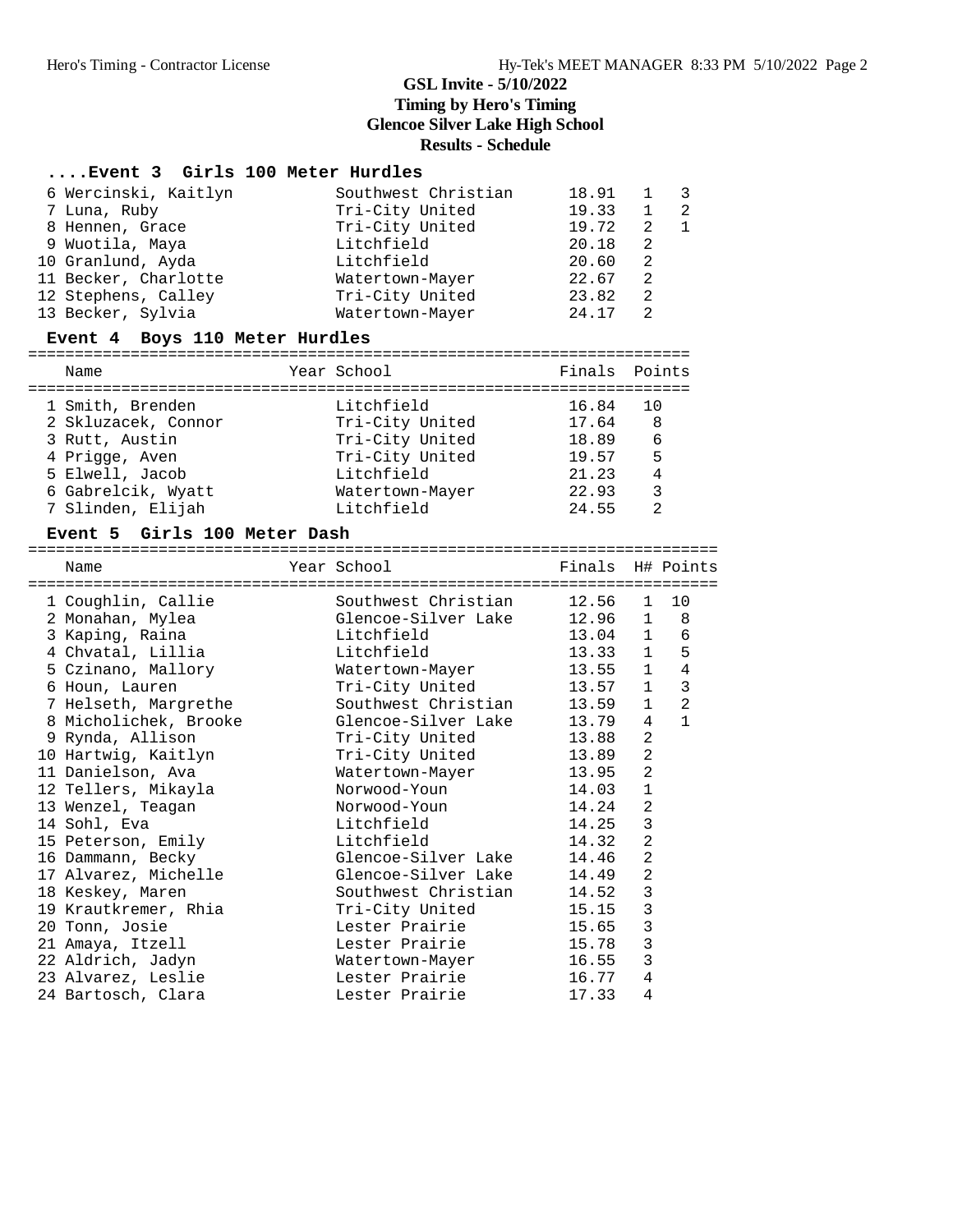# GSL Invite - 5/10/2022

**Timing by Hero's Timing**

**Glencoe Silver Lake High School**

**Results - Schedule**

## ....Event 3 Girls 100 Meter Hurdles

| Place | Name | Year | School | Finals | H# | Points |
|---|---|---|---|---|---|---|
| 6 | Wercinski, Kaitlyn | | Southwest Christian | 18.91 | 1 | 3 |
| 7 | Luna, Ruby | | Tri-City United | 19.33 | 1 | 2 |
| 8 | Hennen, Grace | | Tri-City United | 19.72 | 2 | 1 |
| 9 | Wuotila, Maya | | Litchfield | 20.18 | 2 | |
| 10 | Granlund, Ayda | | Litchfield | 20.60 | 2 | |
| 11 | Becker, Charlotte | | Watertown-Mayer | 22.67 | 2 | |
| 12 | Stephens, Calley | | Tri-City United | 23.82 | 2 | |
| 13 | Becker, Sylvia | | Watertown-Mayer | 24.17 | 2 | |

## Event 4 Boys 110 Meter Hurdles

| Place | Name | Year | School | Finals | Points |
|---|---|---|---|---|---|
| 1 | Smith, Brenden | | Litchfield | 16.84 | 10 |
| 2 | Skluzacek, Connor | | Tri-City United | 17.64 | 8 |
| 3 | Rutt, Austin | | Tri-City United | 18.89 | 6 |
| 4 | Prigge, Aven | | Tri-City United | 19.57 | 5 |
| 5 | Elwell, Jacob | | Litchfield | 21.23 | 4 |
| 6 | Gabrelcik, Wyatt | | Watertown-Mayer | 22.93 | 3 |
| 7 | Slinden, Elijah | | Litchfield | 24.55 | 2 |

## Event 5 Girls 100 Meter Dash

| Place | Name | Year | School | Finals | H# | Points |
|---|---|---|---|---|---|---|
| 1 | Coughlin, Callie | | Southwest Christian | 12.56 | 1 | 10 |
| 2 | Monahan, Mylea | | Glencoe-Silver Lake | 12.96 | 1 | 8 |
| 3 | Kaping, Raina | | Litchfield | 13.04 | 1 | 6 |
| 4 | Chvatal, Lillia | | Litchfield | 13.33 | 1 | 5 |
| 5 | Czinano, Mallory | | Watertown-Mayer | 13.55 | 1 | 4 |
| 6 | Houn, Lauren | | Tri-City United | 13.57 | 1 | 3 |
| 7 | Helseth, Margrethe | | Southwest Christian | 13.59 | 1 | 2 |
| 8 | Micholichek, Brooke | | Glencoe-Silver Lake | 13.79 | 4 | 1 |
| 9 | Rynda, Allison | | Tri-City United | 13.88 | 2 | |
| 10 | Hartwig, Kaitlyn | | Tri-City United | 13.89 | 2 | |
| 11 | Danielson, Ava | | Watertown-Mayer | 13.95 | 2 | |
| 12 | Tellers, Mikayla | | Norwood-Youn | 14.03 | 1 | |
| 13 | Wenzel, Teagan | | Norwood-Youn | 14.24 | 2 | |
| 14 | Sohl, Eva | | Litchfield | 14.25 | 3 | |
| 15 | Peterson, Emily | | Litchfield | 14.32 | 2 | |
| 16 | Dammann, Becky | | Glencoe-Silver Lake | 14.46 | 2 | |
| 17 | Alvarez, Michelle | | Glencoe-Silver Lake | 14.49 | 2 | |
| 18 | Keskey, Maren | | Southwest Christian | 14.52 | 3 | |
| 19 | Krautkremer, Rhia | | Tri-City United | 15.15 | 3 | |
| 20 | Tonn, Josie | | Lester Prairie | 15.65 | 3 | |
| 21 | Amaya, Itzell | | Lester Prairie | 15.78 | 3 | |
| 22 | Aldrich, Jadyn | | Watertown-Mayer | 16.55 | 3 | |
| 23 | Alvarez, Leslie | | Lester Prairie | 16.77 | 4 | |
| 24 | Bartosch, Clara | | Lester Prairie | 17.33 | 4 | |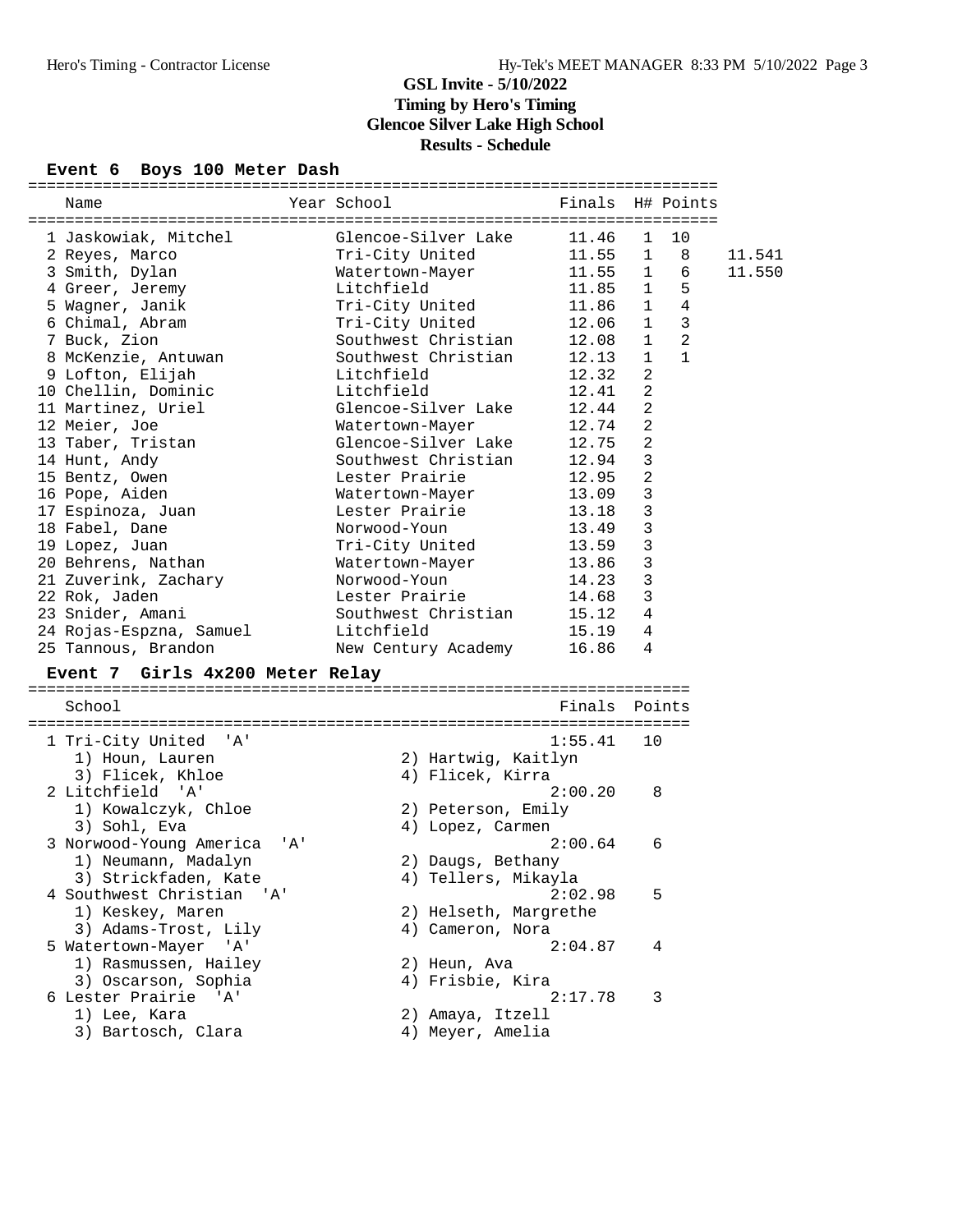# GSL Invite - 5/10/2022

**Timing by Hero's Timing**
**Glencoe Silver Lake High School**
**Results - Schedule**

## Event 6 Boys 100 Meter Dash

| Place | Name | Year | School | Finals | H# | Points | |
|---|---|---|---|---|---|---|---|
| 1 | Jaskowiak, Mitchel | | Glencoe-Silver Lake | 11.46 | 1 | 10 | |
| 2 | Reyes, Marco | | Tri-City United | 11.55 | 1 | 8 | 11.541 |
| 3 | Smith, Dylan | | Watertown-Mayer | 11.55 | 1 | 6 | 11.550 |
| 4 | Greer, Jeremy | | Litchfield | 11.85 | 1 | 5 | |
| 5 | Wagner, Janik | | Tri-City United | 11.86 | 1 | 4 | |
| 6 | Chimal, Abram | | Tri-City United | 12.06 | 1 | 3 | |
| 7 | Buck, Zion | | Southwest Christian | 12.08 | 1 | 2 | |
| 8 | McKenzie, Antuwan | | Southwest Christian | 12.13 | 1 | 1 | |
| 9 | Lofton, Elijah | | Litchfield | 12.32 | 2 | | |
| 10 | Chellin, Dominic | | Litchfield | 12.41 | 2 | | |
| 11 | Martinez, Uriel | | Glencoe-Silver Lake | 12.44 | 2 | | |
| 12 | Meier, Joe | | Watertown-Mayer | 12.74 | 2 | | |
| 13 | Taber, Tristan | | Glencoe-Silver Lake | 12.75 | 2 | | |
| 14 | Hunt, Andy | | Southwest Christian | 12.94 | 3 | | |
| 15 | Bentz, Owen | | Lester Prairie | 12.95 | 2 | | |
| 16 | Pope, Aiden | | Watertown-Mayer | 13.09 | 3 | | |
| 17 | Espinoza, Juan | | Lester Prairie | 13.18 | 3 | | |
| 18 | Fabel, Dane | | Norwood-Youn | 13.49 | 3 | | |
| 19 | Lopez, Juan | | Tri-City United | 13.59 | 3 | | |
| 20 | Behrens, Nathan | | Watertown-Mayer | 13.86 | 3 | | |
| 21 | Zuverink, Zachary | | Norwood-Youn | 14.23 | 3 | | |
| 22 | Rok, Jaden | | Lester Prairie | 14.68 | 3 | | |
| 23 | Snider, Amani | | Southwest Christian | 15.12 | 4 | | |
| 24 | Rojas-Espzna, Samuel | | Litchfield | 15.19 | 4 | | |
| 25 | Tannous, Brandon | | New Century Academy | 16.86 | 4 | | |

## Event 7 Girls 4x200 Meter Relay

| Place | School | Finals | Points |
|---|---|---|---|
| 1 | Tri-City United 'A' | 1:55.41 | 10 |
| | 1) Houn, Lauren; 2) Hartwig, Kaitlyn; 3) Flicek, Khloe; 4) Flicek, Kirra | | |
| 2 | Litchfield 'A' | 2:00.20 | 8 |
| | 1) Kowalczyk, Chloe; 2) Peterson, Emily; 3) Sohl, Eva; 4) Lopez, Carmen | | |
| 3 | Norwood-Young America 'A' | 2:00.64 | 6 |
| | 1) Neumann, Madalyn; 2) Daugs, Bethany; 3) Strickfaden, Kate; 4) Tellers, Mikayla | | |
| 4 | Southwest Christian 'A' | 2:02.98 | 5 |
| | 1) Keskey, Maren; 2) Helseth, Margrethe; 3) Adams-Trost, Lily; 4) Cameron, Nora | | |
| 5 | Watertown-Mayer 'A' | 2:04.87 | 4 |
| | 1) Rasmussen, Hailey; 2) Heun, Ava; 3) Oscarson, Sophia; 4) Frisbie, Kira | | |
| 6 | Lester Prairie 'A' | 2:17.78 | 3 |
| | 1) Lee, Kara; 2) Amaya, Itzell; 3) Bartosch, Clara; 4) Meyer, Amelia | | |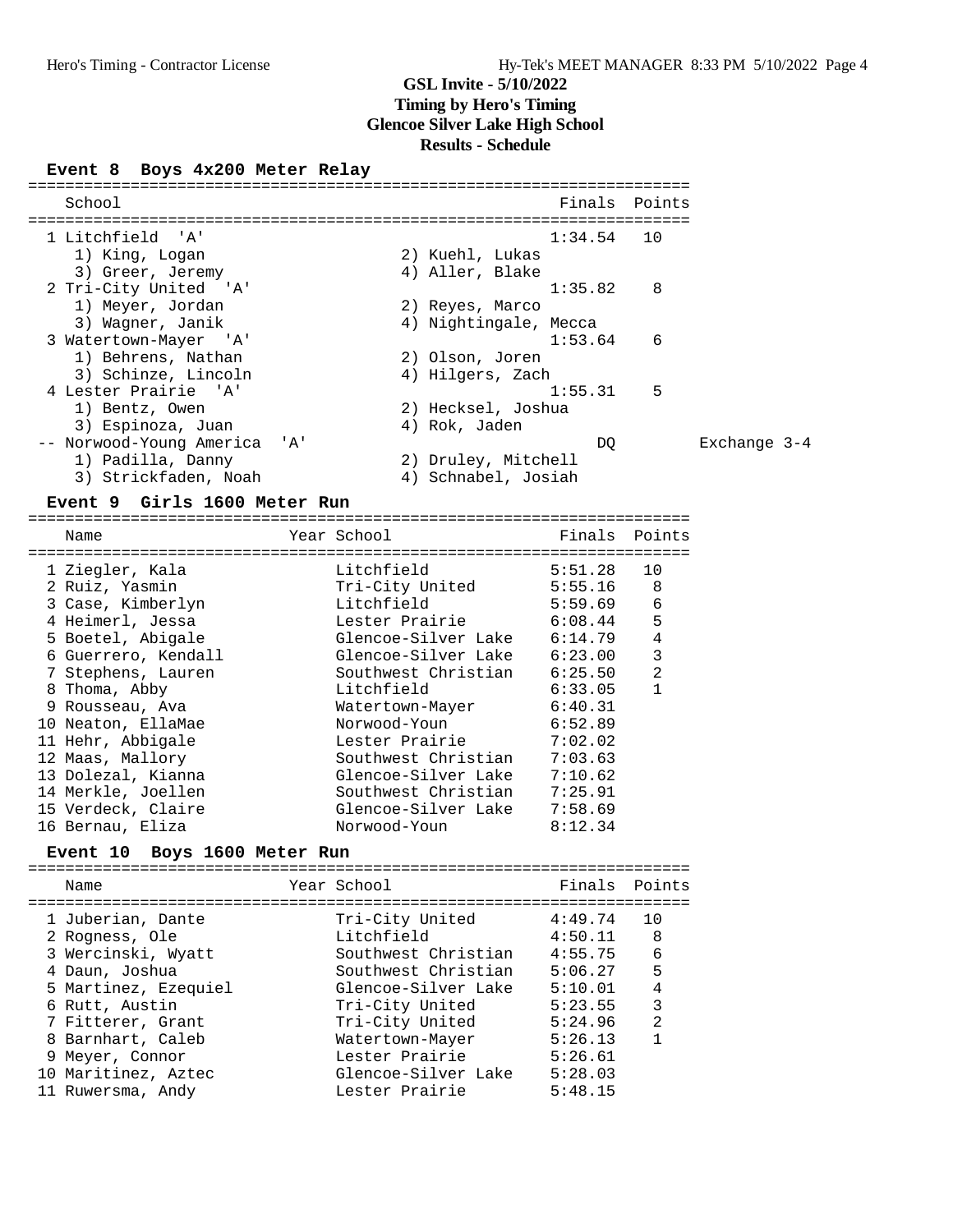# GSL Invite - 5/10/2022
## Timing by Hero's Timing
## Glencoe Silver Lake High School
## Results - Schedule

### Event 8 Boys 4x200 Meter Relay

| Place | School | Finals | Points | Notes |
|---|---|---|---|---|
| 1 | Litchfield 'A' | 1:34.54 | 10 | |
| | 1) King, Logan; 2) Kuehl, Lukas; 3) Greer, Jeremy; 4) Aller, Blake | | | |
| 2 | Tri-City United 'A' | 1:35.82 | 8 | |
| | 1) Meyer, Jordan; 2) Reyes, Marco; 3) Wagner, Janik; 4) Nightingale, Mecca | | | |
| 3 | Watertown-Mayer 'A' | 1:53.64 | 6 | |
| | 1) Behrens, Nathan; 2) Olson, Joren; 3) Schinze, Lincoln; 4) Hilgers, Zach | | | |
| 4 | Lester Prairie 'A' | 1:55.31 | 5 | |
| | 1) Bentz, Owen; 2) Hecksel, Joshua; 3) Espinoza, Juan; 4) Rok, Jaden | | | |
| -- | Norwood-Young America 'A' | DQ | | Exchange 3-4 |
| | 1) Padilla, Danny; 2) Druley, Mitchell; 3) Strickfaden, Noah; 4) Schnabel, Josiah | | | |

### Event 9 Girls 1600 Meter Run

| Place | Name | Year | School | Finals | Points |
|---|---|---|---|---|---|
| 1 | Ziegler, Kala | | Litchfield | 5:51.28 | 10 |
| 2 | Ruiz, Yasmin | | Tri-City United | 5:55.16 | 8 |
| 3 | Case, Kimberlyn | | Litchfield | 5:59.69 | 6 |
| 4 | Heimerl, Jessa | | Lester Prairie | 6:08.44 | 5 |
| 5 | Boetel, Abigale | | Glencoe-Silver Lake | 6:14.79 | 4 |
| 6 | Guerrero, Kendall | | Glencoe-Silver Lake | 6:23.00 | 3 |
| 7 | Stephens, Lauren | | Southwest Christian | 6:25.50 | 2 |
| 8 | Thoma, Abby | | Litchfield | 6:33.05 | 1 |
| 9 | Rousseau, Ava | | Watertown-Mayer | 6:40.31 | |
| 10 | Neaton, EllaMae | | Norwood-Youn | 6:52.89 | |
| 11 | Hehr, Abbigale | | Lester Prairie | 7:02.02 | |
| 12 | Maas, Mallory | | Southwest Christian | 7:03.63 | |
| 13 | Dolezal, Kianna | | Glencoe-Silver Lake | 7:10.62 | |
| 14 | Merkle, Joellen | | Southwest Christian | 7:25.91 | |
| 15 | Verdeck, Claire | | Glencoe-Silver Lake | 7:58.69 | |
| 16 | Bernau, Eliza | | Norwood-Youn | 8:12.34 | |

### Event 10 Boys 1600 Meter Run

| Place | Name | Year | School | Finals | Points |
|---|---|---|---|---|---|
| 1 | Juberian, Dante | | Tri-City United | 4:49.74 | 10 |
| 2 | Rogness, Ole | | Litchfield | 4:50.11 | 8 |
| 3 | Wercinski, Wyatt | | Southwest Christian | 4:55.75 | 6 |
| 4 | Daun, Joshua | | Southwest Christian | 5:06.27 | 5 |
| 5 | Martinez, Ezequiel | | Glencoe-Silver Lake | 5:10.01 | 4 |
| 6 | Rutt, Austin | | Tri-City United | 5:23.55 | 3 |
| 7 | Fitterer, Grant | | Tri-City United | 5:24.96 | 2 |
| 8 | Barnhart, Caleb | | Watertown-Mayer | 5:26.13 | 1 |
| 9 | Meyer, Connor | | Lester Prairie | 5:26.61 | |
| 10 | Maritinez, Aztec | | Glencoe-Silver Lake | 5:28.03 | |
| 11 | Ruwersma, Andy | | Lester Prairie | 5:48.15 | |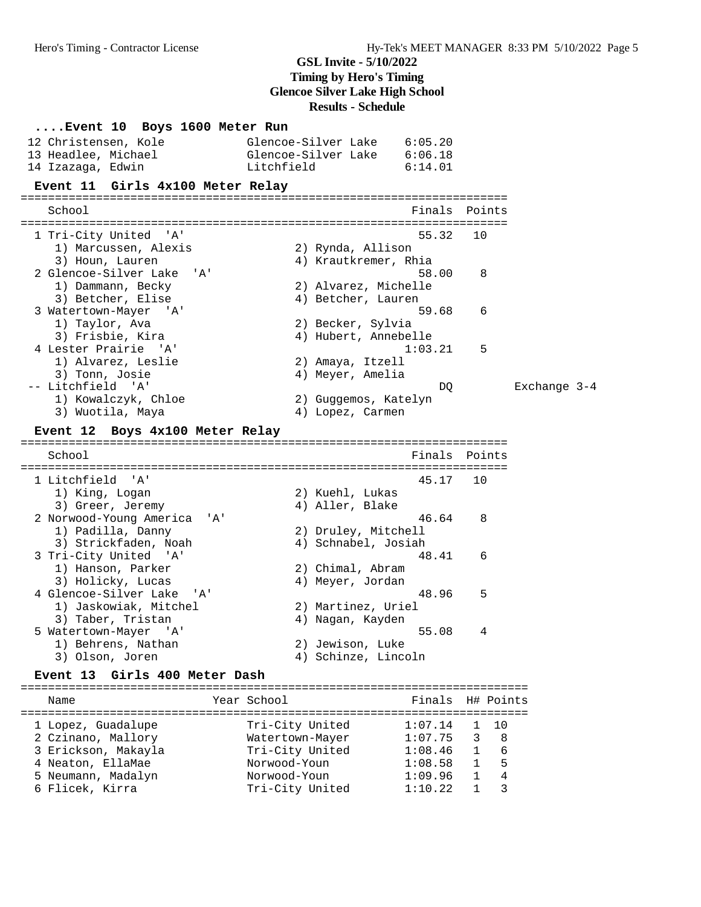# GSL Invite - 5/10/2022
**Timing by Hero's Timing**
**Glencoe Silver Lake High School**
**Results - Schedule**

### ....Event 10 Boys 1600 Meter Run

| Place | Name | School | Finals |
|---|---|---|---|
| 12 | Christensen, Kole | Glencoe-Silver Lake | 6:05.20 |
| 13 | Headlee, Michael | Glencoe-Silver Lake | 6:06.18 |
| 14 | Izazaga, Edwin | Litchfield | 6:14.01 |

### Event 11 Girls 4x100 Meter Relay

| Place | School | Finals | Points | |
|---|---|---|---|---|
| 1 | Tri-City United 'A' | 55.32 | 10 | |
| | 1) Marcussen, Alexis; 2) Rynda, Allison; 3) Houn, Lauren; 4) Krautkremer, Rhia | | | |
| 2 | Glencoe-Silver Lake 'A' | 58.00 | 8 | |
| | 1) Dammann, Becky; 2) Alvarez, Michelle; 3) Betcher, Elise; 4) Betcher, Lauren | | | |
| 3 | Watertown-Mayer 'A' | 59.68 | 6 | |
| | 1) Taylor, Ava; 2) Becker, Sylvia; 3) Frisbie, Kira; 4) Hubert, Annebelle | | | |
| 4 | Lester Prairie 'A' | 1:03.21 | 5 | |
| | 1) Alvarez, Leslie; 2) Amaya, Itzell; 3) Tonn, Josie; 4) Meyer, Amelia | | | |
| -- | Litchfield 'A' | DQ | | Exchange 3-4 |
| | 1) Kowalczyk, Chloe; 2) Guggemos, Katelyn; 3) Wuotila, Maya; 4) Lopez, Carmen | | | |

### Event 12 Boys 4x100 Meter Relay

| Place | School | Finals | Points |
|---|---|---|---|
| 1 | Litchfield 'A' | 45.17 | 10 |
| | 1) King, Logan; 2) Kuehl, Lukas; 3) Greer, Jeremy; 4) Aller, Blake | | |
| 2 | Norwood-Young America 'A' | 46.64 | 8 |
| | 1) Padilla, Danny; 2) Druley, Mitchell; 3) Strickfaden, Noah; 4) Schnabel, Josiah | | |
| 3 | Tri-City United 'A' | 48.41 | 6 |
| | 1) Hanson, Parker; 2) Chimal, Abram; 3) Holicky, Lucas; 4) Meyer, Jordan | | |
| 4 | Glencoe-Silver Lake 'A' | 48.96 | 5 |
| | 1) Jaskowiak, Mitchel; 2) Martinez, Uriel; 3) Taber, Tristan; 4) Nagan, Kayden | | |
| 5 | Watertown-Mayer 'A' | 55.08 | 4 |
| | 1) Behrens, Nathan; 2) Jewison, Luke; 3) Olson, Joren; 4) Schinze, Lincoln | | |

### Event 13 Girls 400 Meter Dash

| Place | Name | Year | School | Finals | H# | Points |
|---|---|---|---|---|---|---|
| 1 | Lopez, Guadalupe | | Tri-City United | 1:07.14 | 1 | 10 |
| 2 | Czinano, Mallory | | Watertown-Mayer | 1:07.75 | 3 | 8 |
| 3 | Erickson, Makayla | | Tri-City United | 1:08.46 | 1 | 6 |
| 4 | Neaton, EllaMae | | Norwood-Youn | 1:08.58 | 1 | 5 |
| 5 | Neumann, Madalyn | | Norwood-Youn | 1:09.96 | 1 | 4 |
| 6 | Flicek, Kirra | | Tri-City United | 1:10.22 | 1 | 3 |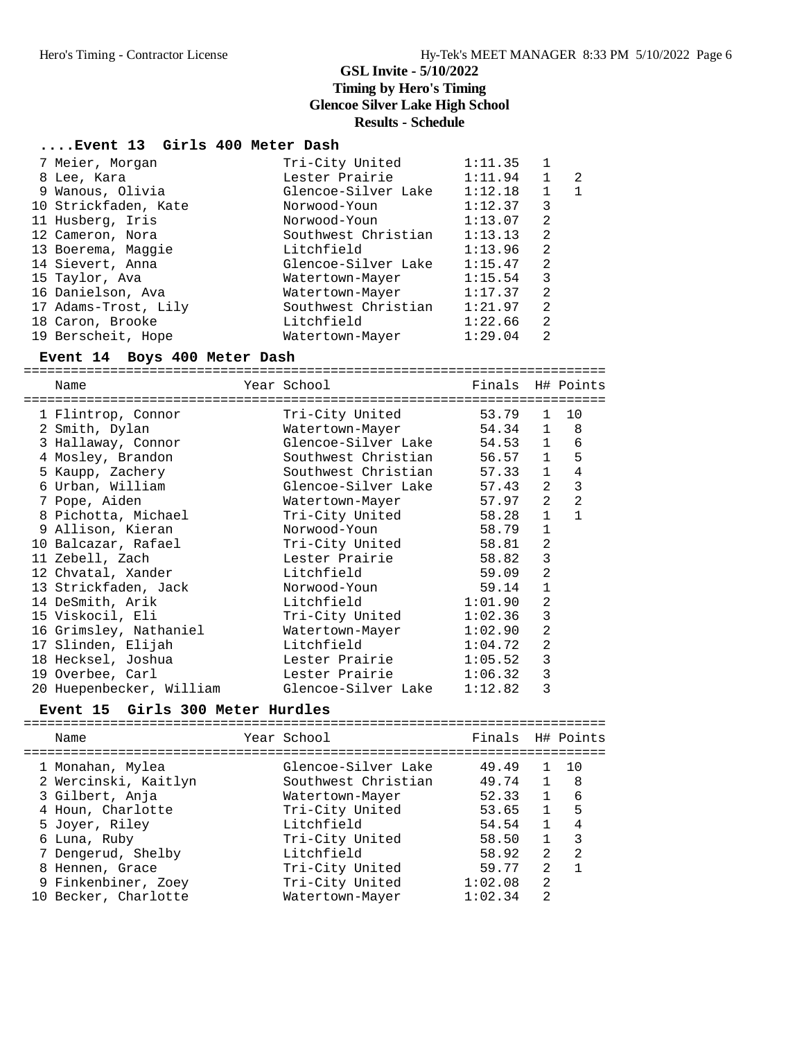## GSL Invite - 5/10/2022
**Timing by Hero's Timing**
**Glencoe Silver Lake High School**
**Results - Schedule**

### ....Event 13 Girls 400 Meter Dash

| Place | Name | Year | School | Finals | H# | Points |
|---|---|---|---|---|---|---|
| 7 | Meier, Morgan | | Tri-City United | 1:11.35 | 1 | |
| 8 | Lee, Kara | | Lester Prairie | 1:11.94 | 1 | 2 |
| 9 | Wanous, Olivia | | Glencoe-Silver Lake | 1:12.18 | 1 | 1 |
| 10 | Strickfaden, Kate | | Norwood-Youn | 1:12.37 | 3 | |
| 11 | Husberg, Iris | | Norwood-Youn | 1:13.07 | 2 | |
| 12 | Cameron, Nora | | Southwest Christian | 1:13.13 | 2 | |
| 13 | Boerema, Maggie | | Litchfield | 1:13.96 | 2 | |
| 14 | Sievert, Anna | | Glencoe-Silver Lake | 1:15.47 | 2 | |
| 15 | Taylor, Ava | | Watertown-Mayer | 1:15.54 | 3 | |
| 16 | Danielson, Ava | | Watertown-Mayer | 1:17.37 | 2 | |
| 17 | Adams-Trost, Lily | | Southwest Christian | 1:21.97 | 2 | |
| 18 | Caron, Brooke | | Litchfield | 1:22.66 | 2 | |
| 19 | Berscheit, Hope | | Watertown-Mayer | 1:29.04 | 2 | |

### Event 14 Boys 400 Meter Dash

| Place | Name | Year | School | Finals | H# | Points |
|---|---|---|---|---|---|---|
| 1 | Flintrop, Connor | | Tri-City United | 53.79 | 1 | 10 |
| 2 | Smith, Dylan | | Watertown-Mayer | 54.34 | 1 | 8 |
| 3 | Hallaway, Connor | | Glencoe-Silver Lake | 54.53 | 1 | 6 |
| 4 | Mosley, Brandon | | Southwest Christian | 56.57 | 1 | 5 |
| 5 | Kaupp, Zachery | | Southwest Christian | 57.33 | 1 | 4 |
| 6 | Urban, William | | Glencoe-Silver Lake | 57.43 | 2 | 3 |
| 7 | Pope, Aiden | | Watertown-Mayer | 57.97 | 2 | 2 |
| 8 | Pichotta, Michael | | Tri-City United | 58.28 | 1 | 1 |
| 9 | Allison, Kieran | | Norwood-Youn | 58.79 | 1 | |
| 10 | Balcazar, Rafael | | Tri-City United | 58.81 | 2 | |
| 11 | Zebell, Zach | | Lester Prairie | 58.82 | 3 | |
| 12 | Chvatal, Xander | | Litchfield | 59.09 | 2 | |
| 13 | Strickfaden, Jack | | Norwood-Youn | 59.14 | 1 | |
| 14 | DeSmith, Arik | | Litchfield | 1:01.90 | 2 | |
| 15 | Viskocil, Eli | | Tri-City United | 1:02.36 | 3 | |
| 16 | Grimsley, Nathaniel | | Watertown-Mayer | 1:02.90 | 2 | |
| 17 | Slinden, Elijah | | Litchfield | 1:04.72 | 2 | |
| 18 | Hecksel, Joshua | | Lester Prairie | 1:05.52 | 3 | |
| 19 | Overbee, Carl | | Lester Prairie | 1:06.32 | 3 | |
| 20 | Huepenbecker, William | | Glencoe-Silver Lake | 1:12.82 | 3 | |

### Event 15 Girls 300 Meter Hurdles

| Place | Name | Year | School | Finals | H# | Points |
|---|---|---|---|---|---|---|
| 1 | Monahan, Mylea | | Glencoe-Silver Lake | 49.49 | 1 | 10 |
| 2 | Wercinski, Kaitlyn | | Southwest Christian | 49.74 | 1 | 8 |
| 3 | Gilbert, Anja | | Watertown-Mayer | 52.33 | 1 | 6 |
| 4 | Houn, Charlotte | | Tri-City United | 53.65 | 1 | 5 |
| 5 | Joyer, Riley | | Litchfield | 54.54 | 1 | 4 |
| 6 | Luna, Ruby | | Tri-City United | 58.50 | 1 | 3 |
| 7 | Dengerud, Shelby | | Litchfield | 58.92 | 2 | 2 |
| 8 | Hennen, Grace | | Tri-City United | 59.77 | 2 | 1 |
| 9 | Finkenbiner, Zoey | | Tri-City United | 1:02.08 | 2 | |
| 10 | Becker, Charlotte | | Watertown-Mayer | 1:02.34 | 2 | |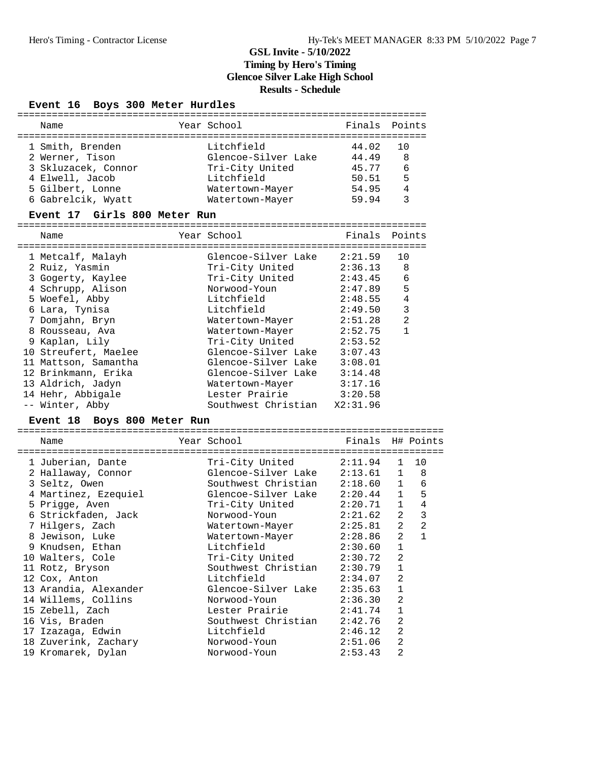# GSL Invite - 5/10/2022
## Timing by Hero's Timing
## Glencoe Silver Lake High School
## Results - Schedule

### Event 16 Boys 300 Meter Hurdles

| Name | Year | School | Finals | Points |
|---|---|---|---|---|
| 1 Smith, Brenden | | Litchfield | 44.02 | 10 |
| 2 Werner, Tison | | Glencoe-Silver Lake | 44.49 | 8 |
| 3 Skluzacek, Connor | | Tri-City United | 45.77 | 6 |
| 4 Elwell, Jacob | | Litchfield | 50.51 | 5 |
| 5 Gilbert, Lonne | | Watertown-Mayer | 54.95 | 4 |
| 6 Gabrelcik, Wyatt | | Watertown-Mayer | 59.94 | 3 |

### Event 17 Girls 800 Meter Run

| Name | Year | School | Finals | Points |
|---|---|---|---|---|
| 1 Metcalf, Malayh | | Glencoe-Silver Lake | 2:21.59 | 10 |
| 2 Ruiz, Yasmin | | Tri-City United | 2:36.13 | 8 |
| 3 Gogerty, Kaylee | | Tri-City United | 2:43.45 | 6 |
| 4 Schrupp, Alison | | Norwood-Youn | 2:47.89 | 5 |
| 5 Woefel, Abby | | Litchfield | 2:48.55 | 4 |
| 6 Lara, Tynisa | | Litchfield | 2:49.50 | 3 |
| 7 Domjahn, Bryn | | Watertown-Mayer | 2:51.28 | 2 |
| 8 Rousseau, Ava | | Watertown-Mayer | 2:52.75 | 1 |
| 9 Kaplan, Lily | | Tri-City United | 2:53.52 | |
| 10 Streufert, Maelee | | Glencoe-Silver Lake | 3:07.43 | |
| 11 Mattson, Samantha | | Glencoe-Silver Lake | 3:08.01 | |
| 12 Brinkmann, Erika | | Glencoe-Silver Lake | 3:14.48 | |
| 13 Aldrich, Jadyn | | Watertown-Mayer | 3:17.16 | |
| 14 Hehr, Abbigale | | Lester Prairie | 3:20.58 | |
| -- Winter, Abby | | Southwest Christian | X2:31.96 | |

### Event 18 Boys 800 Meter Run

| Name | Year | School | Finals | H# | Points |
|---|---|---|---|---|---|
| 1 Juberian, Dante | | Tri-City United | 2:11.94 | 1 | 10 |
| 2 Hallaway, Connor | | Glencoe-Silver Lake | 2:13.61 | 1 | 8 |
| 3 Seltz, Owen | | Southwest Christian | 2:18.60 | 1 | 6 |
| 4 Martinez, Ezequiel | | Glencoe-Silver Lake | 2:20.44 | 1 | 5 |
| 5 Prigge, Aven | | Tri-City United | 2:20.71 | 1 | 4 |
| 6 Strickfaden, Jack | | Norwood-Youn | 2:21.62 | 2 | 3 |
| 7 Hilgers, Zach | | Watertown-Mayer | 2:25.81 | 2 | 2 |
| 8 Jewison, Luke | | Watertown-Mayer | 2:28.86 | 2 | 1 |
| 9 Knudsen, Ethan | | Litchfield | 2:30.60 | 1 | |
| 10 Walters, Cole | | Tri-City United | 2:30.72 | 2 | |
| 11 Rotz, Bryson | | Southwest Christian | 2:30.79 | 1 | |
| 12 Cox, Anton | | Litchfield | 2:34.07 | 2 | |
| 13 Arandia, Alexander | | Glencoe-Silver Lake | 2:35.63 | 1 | |
| 14 Willems, Collins | | Norwood-Youn | 2:36.30 | 2 | |
| 15 Zebell, Zach | | Lester Prairie | 2:41.74 | 1 | |
| 16 Vis, Braden | | Southwest Christian | 2:42.76 | 2 | |
| 17 Izazaga, Edwin | | Litchfield | 2:46.12 | 2 | |
| 18 Zuverink, Zachary | | Norwood-Youn | 2:51.06 | 2 | |
| 19 Kromarek, Dylan | | Norwood-Youn | 2:53.43 | 2 | |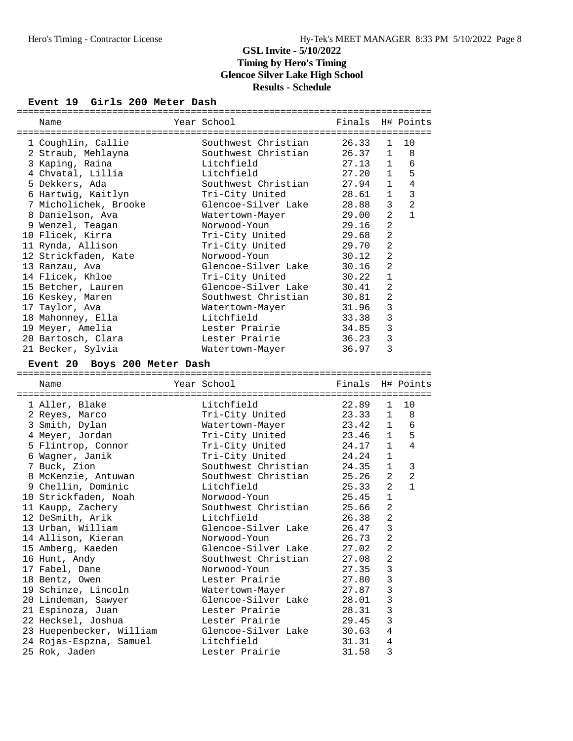# GSL Invite - 5/10/2022
## Timing by Hero's Timing
## Glencoe Silver Lake High School
## Results - Schedule

### Event 19 Girls 200 Meter Dash

| Place | Name | Year | School | Finals | H# | Points |
|---|---|---|---|---|---|---|
| 1 | Coughlin, Callie | | Southwest Christian | 26.33 | 1 | 10 |
| 2 | Straub, Mehlayna | | Southwest Christian | 26.37 | 1 | 8 |
| 3 | Kaping, Raina | | Litchfield | 27.13 | 1 | 6 |
| 4 | Chvatal, Lillia | | Litchfield | 27.20 | 1 | 5 |
| 5 | Dekkers, Ada | | Southwest Christian | 27.94 | 1 | 4 |
| 6 | Hartwig, Kaitlyn | | Tri-City United | 28.61 | 1 | 3 |
| 7 | Micholichek, Brooke | | Glencoe-Silver Lake | 28.88 | 3 | 2 |
| 8 | Danielson, Ava | | Watertown-Mayer | 29.00 | 2 | 1 |
| 9 | Wenzel, Teagan | | Norwood-Youn | 29.16 | 2 | |
| 10 | Flicek, Kirra | | Tri-City United | 29.68 | 2 | |
| 11 | Rynda, Allison | | Tri-City United | 29.70 | 2 | |
| 12 | Strickfaden, Kate | | Norwood-Youn | 30.12 | 2 | |
| 13 | Ranzau, Ava | | Glencoe-Silver Lake | 30.16 | 2 | |
| 14 | Flicek, Khloe | | Tri-City United | 30.22 | 1 | |
| 15 | Betcher, Lauren | | Glencoe-Silver Lake | 30.41 | 2 | |
| 16 | Keskey, Maren | | Southwest Christian | 30.81 | 2 | |
| 17 | Taylor, Ava | | Watertown-Mayer | 31.96 | 3 | |
| 18 | Mahonney, Ella | | Litchfield | 33.38 | 3 | |
| 19 | Meyer, Amelia | | Lester Prairie | 34.85 | 3 | |
| 20 | Bartosch, Clara | | Lester Prairie | 36.23 | 3 | |
| 21 | Becker, Sylvia | | Watertown-Mayer | 36.97 | 3 | |

### Event 20 Boys 200 Meter Dash

| Place | Name | Year | School | Finals | H# | Points |
|---|---|---|---|---|---|---|
| 1 | Aller, Blake | | Litchfield | 22.89 | 1 | 10 |
| 2 | Reyes, Marco | | Tri-City United | 23.33 | 1 | 8 |
| 3 | Smith, Dylan | | Watertown-Mayer | 23.42 | 1 | 6 |
| 4 | Meyer, Jordan | | Tri-City United | 23.46 | 1 | 5 |
| 5 | Flintrop, Connor | | Tri-City United | 24.17 | 1 | 4 |
| 6 | Wagner, Janik | | Tri-City United | 24.24 | 1 | |
| 7 | Buck, Zion | | Southwest Christian | 24.35 | 1 | 3 |
| 8 | McKenzie, Antuwan | | Southwest Christian | 25.26 | 2 | 2 |
| 9 | Chellin, Dominic | | Litchfield | 25.33 | 2 | 1 |
| 10 | Strickfaden, Noah | | Norwood-Youn | 25.45 | 1 | |
| 11 | Kaupp, Zachery | | Southwest Christian | 25.66 | 2 | |
| 12 | DeSmith, Arik | | Litchfield | 26.38 | 2 | |
| 13 | Urban, William | | Glencoe-Silver Lake | 26.47 | 3 | |
| 14 | Allison, Kieran | | Norwood-Youn | 26.73 | 2 | |
| 15 | Amberg, Kaeden | | Glencoe-Silver Lake | 27.02 | 2 | |
| 16 | Hunt, Andy | | Southwest Christian | 27.08 | 2 | |
| 17 | Fabel, Dane | | Norwood-Youn | 27.35 | 3 | |
| 18 | Bentz, Owen | | Lester Prairie | 27.80 | 3 | |
| 19 | Schinze, Lincoln | | Watertown-Mayer | 27.87 | 3 | |
| 20 | Lindeman, Sawyer | | Glencoe-Silver Lake | 28.01 | 3 | |
| 21 | Espinoza, Juan | | Lester Prairie | 28.31 | 3 | |
| 22 | Hecksel, Joshua | | Lester Prairie | 29.45 | 3 | |
| 23 | Huepenbecker, William | | Glencoe-Silver Lake | 30.63 | 4 | |
| 24 | Rojas-Espzna, Samuel | | Litchfield | 31.31 | 4 | |
| 25 | Rok, Jaden | | Lester Prairie | 31.58 | 3 | |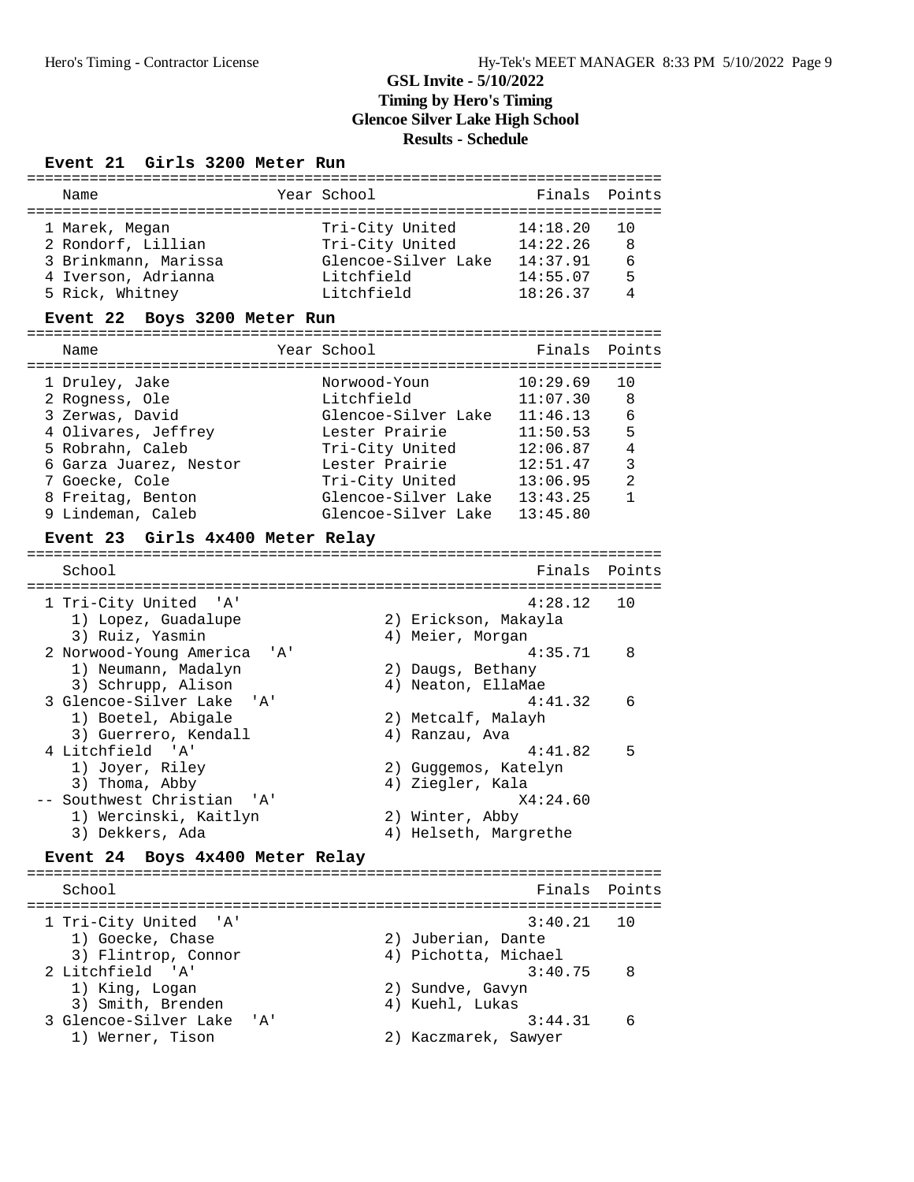# GSL Invite - 5/10/2022
## Timing by Hero's Timing
## Glencoe Silver Lake High School
## Results - Schedule

### Event 21 Girls 3200 Meter Run

| Place | Name | Year | School | Finals | Points |
|---|---|---|---|---|---|
| 1 | Marek, Megan | | Tri-City United | 14:18.20 | 10 |
| 2 | Rondorf, Lillian | | Tri-City United | 14:22.26 | 8 |
| 3 | Brinkmann, Marissa | | Glencoe-Silver Lake | 14:37.91 | 6 |
| 4 | Iverson, Adrianna | | Litchfield | 14:55.07 | 5 |
| 5 | Rick, Whitney | | Litchfield | 18:26.37 | 4 |

### Event 22 Boys 3200 Meter Run

| Place | Name | Year | School | Finals | Points |
|---|---|---|---|---|---|
| 1 | Druley, Jake | | Norwood-Youn | 10:29.69 | 10 |
| 2 | Rogness, Ole | | Litchfield | 11:07.30 | 8 |
| 3 | Zerwas, David | | Glencoe-Silver Lake | 11:46.13 | 6 |
| 4 | Olivares, Jeffrey | | Lester Prairie | 11:50.53 | 5 |
| 5 | Robrahn, Caleb | | Tri-City United | 12:06.87 | 4 |
| 6 | Garza Juarez, Nestor | | Lester Prairie | 12:51.47 | 3 |
| 7 | Goecke, Cole | | Tri-City United | 13:06.95 | 2 |
| 8 | Freitag, Benton | | Glencoe-Silver Lake | 13:43.25 | 1 |
| 9 | Lindeman, Caleb | | Glencoe-Silver Lake | 13:45.80 | |

### Event 23 Girls 4x400 Meter Relay

| Place | School | Finals | Points |
|---|---|---|---|
| 1 | Tri-City United 'A' | 4:28.12 | 10 |
| | 1) Lopez, Guadalupe; 2) Erickson, Makayla; 3) Ruiz, Yasmin; 4) Meier, Morgan | | |
| 2 | Norwood-Young America 'A' | 4:35.71 | 8 |
| | 1) Neumann, Madalyn; 2) Daugs, Bethany; 3) Schrupp, Alison; 4) Neaton, EllaMae | | |
| 3 | Glencoe-Silver Lake 'A' | 4:41.32 | 6 |
| | 1) Boetel, Abigale; 2) Metcalf, Malayh; 3) Guerrero, Kendall; 4) Ranzau, Ava | | |
| 4 | Litchfield 'A' | 4:41.82 | 5 |
| | 1) Joyer, Riley; 2) Guggemos, Katelyn; 3) Thoma, Abby; 4) Ziegler, Kala | | |
| -- | Southwest Christian 'A' | X4:24.60 | |
| | 1) Wercinski, Kaitlyn; 2) Winter, Abby; 3) Dekkers, Ada; 4) Helseth, Margrethe | | |

### Event 24 Boys 4x400 Meter Relay

| Place | School | Finals | Points |
|---|---|---|---|
| 1 | Tri-City United 'A' | 3:40.21 | 10 |
| | 1) Goecke, Chase; 2) Juberian, Dante; 3) Flintrop, Connor; 4) Pichotta, Michael | | |
| 2 | Litchfield 'A' | 3:40.75 | 8 |
| | 1) King, Logan; 2) Sundve, Gavyn; 3) Smith, Brenden; 4) Kuehl, Lukas | | |
| 3 | Glencoe-Silver Lake 'A' | 3:44.31 | 6 |
| | 1) Werner, Tison; 2) Kaczmarek, Sawyer | | |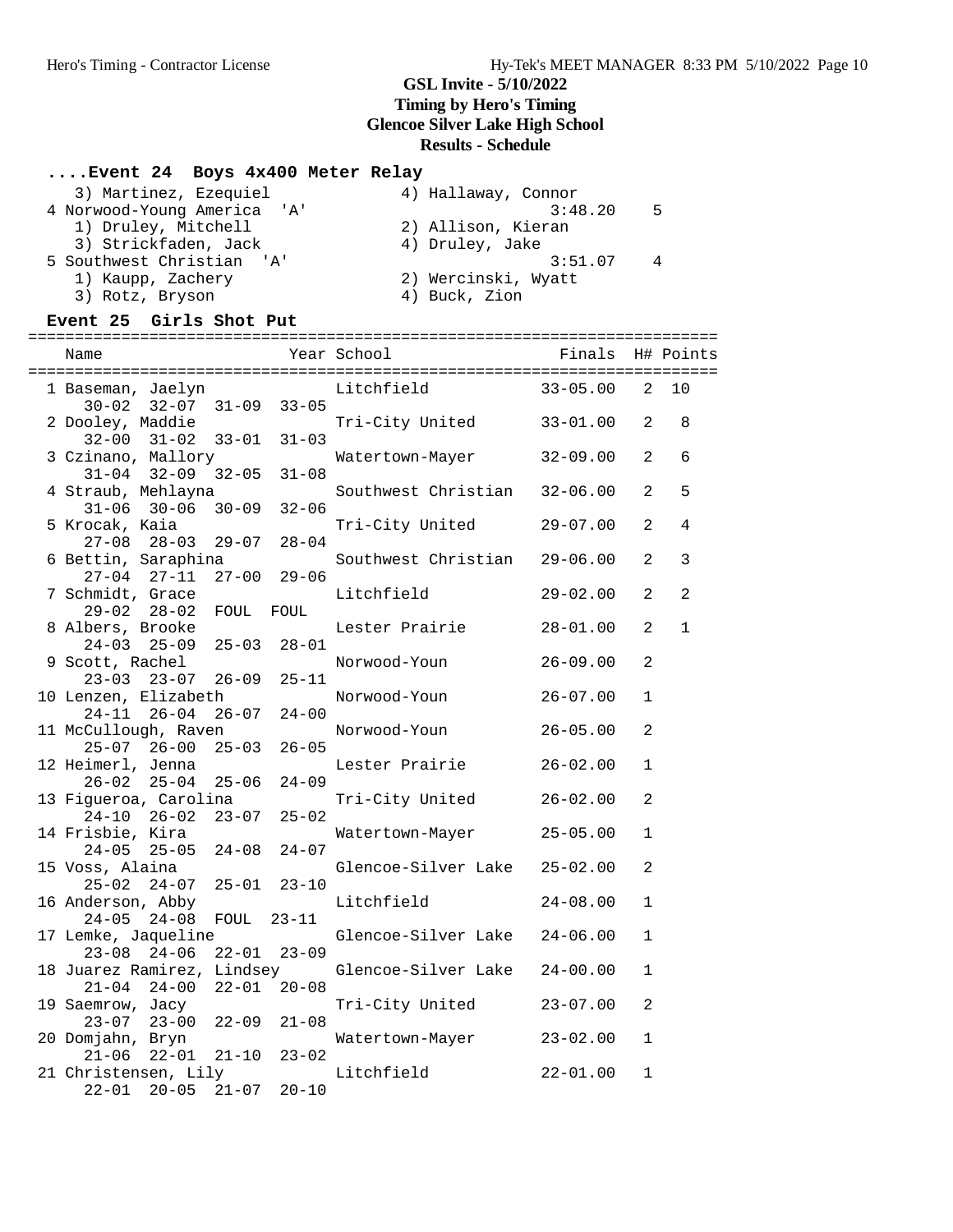## GSL Invite - 5/10/2022
### Timing by Hero's Timing
### Glencoe Silver Lake High School
### Results - Schedule

### ....Event 24 Boys 4x400 Meter Relay

```
   3) Martinez, Ezequiel              4) Hallaway, Connor
 4 Norwood-Young America  'A'                       3:48.20    5
   1) Druley, Mitchell                2) Allison, Kieran
   3) Strickfaden, Jack               4) Druley, Jake
 5 Southwest Christian  'A'                         3:51.07    4
   1) Kaupp, Zachery                  2) Wercinski, Wyatt
   3) Rotz, Bryson                    4) Buck, Zion
```

### Event 25 Girls Shot Put

| Name | Year | School | Finals | H# | Points |
|---|---|---|---|---|---|
| 1 Baseman, Jaelyn | | Litchfield | 33-05.00 | 2 | 10 |
| 30-02 32-07 31-09 33-05 | | | | | |
| 2 Dooley, Maddie | | Tri-City United | 33-01.00 | 2 | 8 |
| 32-00 31-02 33-01 31-03 | | | | | |
| 3 Czinano, Mallory | | Watertown-Mayer | 32-09.00 | 2 | 6 |
| 31-04 32-09 32-05 31-08 | | | | | |
| 4 Straub, Mehlayna | | Southwest Christian | 32-06.00 | 2 | 5 |
| 31-06 30-06 30-09 32-06 | | | | | |
| 5 Krocak, Kaia | | Tri-City United | 29-07.00 | 2 | 4 |
| 27-08 28-03 29-07 28-04 | | | | | |
| 6 Bettin, Saraphina | | Southwest Christian | 29-06.00 | 2 | 3 |
| 27-04 27-11 27-00 29-06 | | | | | |
| 7 Schmidt, Grace | | Litchfield | 29-02.00 | 2 | 2 |
| 29-02 28-02 FOUL FOUL | | | | | |
| 8 Albers, Brooke | | Lester Prairie | 28-01.00 | 2 | 1 |
| 24-03 25-09 25-03 28-01 | | | | | |
| 9 Scott, Rachel | | Norwood-Youn | 26-09.00 | 2 | |
| 23-03 23-07 26-09 25-11 | | | | | |
| 10 Lenzen, Elizabeth | | Norwood-Youn | 26-07.00 | 1 | |
| 24-11 26-04 26-07 24-00 | | | | | |
| 11 McCullough, Raven | | Norwood-Youn | 26-05.00 | 2 | |
| 25-07 26-00 25-03 26-05 | | | | | |
| 12 Heimerl, Jenna | | Lester Prairie | 26-02.00 | 1 | |
| 26-02 25-04 25-06 24-09 | | | | | |
| 13 Figueroa, Carolina | | Tri-City United | 26-02.00 | 2 | |
| 24-10 26-02 23-07 25-02 | | | | | |
| 14 Frisbie, Kira | | Watertown-Mayer | 25-05.00 | 1 | |
| 24-05 25-05 24-08 24-07 | | | | | |
| 15 Voss, Alaina | | Glencoe-Silver Lake | 25-02.00 | 2 | |
| 25-02 24-07 25-01 23-10 | | | | | |
| 16 Anderson, Abby | | Litchfield | 24-08.00 | 1 | |
| 24-05 24-08 FOUL 23-11 | | | | | |
| 17 Lemke, Jaqueline | | Glencoe-Silver Lake | 24-06.00 | 1 | |
| 23-08 24-06 22-01 23-09 | | | | | |
| 18 Juarez Ramirez, Lindsey | | Glencoe-Silver Lake | 24-00.00 | 1 | |
| 21-04 24-00 22-01 20-08 | | | | | |
| 19 Saemrow, Jacy | | Tri-City United | 23-07.00 | 2 | |
| 23-07 23-00 22-09 21-08 | | | | | |
| 20 Domjahn, Bryn | | Watertown-Mayer | 23-02.00 | 1 | |
| 21-06 22-01 21-10 23-02 | | | | | |
| 21 Christensen, Lily | | Litchfield | 22-01.00 | 1 | |
| 22-01 20-05 21-07 20-10 | | | | | |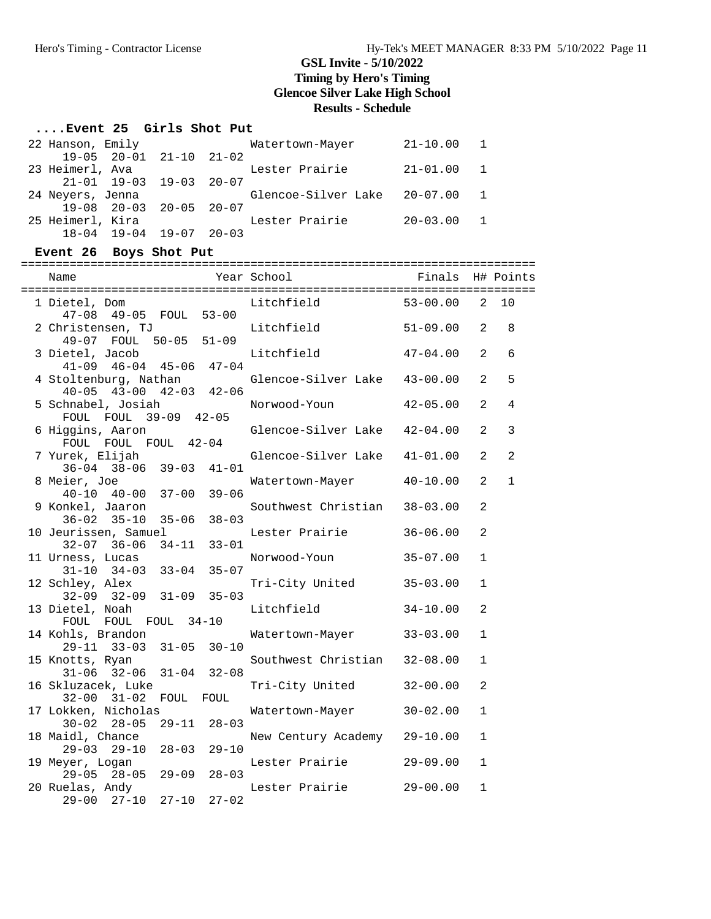# GSL Invite - 5/10/2022
## Timing by Hero's Timing
## Glencoe Silver Lake High School
## Results - Schedule

### ....Event 25 Girls Shot Put

| Place | Name | Year | School | Finals | H# | Points |
|---|---|---|---|---|---|---|
| 22 | Hanson, Emily | | Watertown-Mayer | 21-10.00 | 1 | |
| | 19-05 20-01 21-10 21-02 | | | | | |
| 23 | Heimerl, Ava | | Lester Prairie | 21-01.00 | 1 | |
| | 21-01 19-03 19-03 20-07 | | | | | |
| 24 | Neyers, Jenna | | Glencoe-Silver Lake | 20-07.00 | 1 | |
| | 19-08 20-03 20-05 20-07 | | | | | |
| 25 | Heimerl, Kira | | Lester Prairie | 20-03.00 | 1 | |
| | 18-04 19-04 19-07 20-03 | | | | | |

### Event 26 Boys Shot Put

| Place | Name | Year | School | Finals | H# | Points |
|---|---|---|---|---|---|---|
| 1 | Dietel, Dom | | Litchfield | 53-00.00 | 2 | 10 |
| | 47-08 49-05 FOUL 53-00 | | | | | |
| 2 | Christensen, TJ | | Litchfield | 51-09.00 | 2 | 8 |
| | 49-07 FOUL 50-05 51-09 | | | | | |
| 3 | Dietel, Jacob | | Litchfield | 47-04.00 | 2 | 6 |
| | 41-09 46-04 45-06 47-04 | | | | | |
| 4 | Stoltenburg, Nathan | | Glencoe-Silver Lake | 43-00.00 | 2 | 5 |
| | 40-05 43-00 42-03 42-06 | | | | | |
| 5 | Schnabel, Josiah | | Norwood-Youn | 42-05.00 | 2 | 4 |
| | FOUL FOUL 39-09 42-05 | | | | | |
| 6 | Higgins, Aaron | | Glencoe-Silver Lake | 42-04.00 | 2 | 3 |
| | FOUL FOUL FOUL 42-04 | | | | | |
| 7 | Yurek, Elijah | | Glencoe-Silver Lake | 41-01.00 | 2 | 2 |
| | 36-04 38-06 39-03 41-01 | | | | | |
| 8 | Meier, Joe | | Watertown-Mayer | 40-10.00 | 2 | 1 |
| | 40-10 40-00 37-00 39-06 | | | | | |
| 9 | Konkel, Jaaron | | Southwest Christian | 38-03.00 | 2 | |
| | 36-02 35-10 35-06 38-03 | | | | | |
| 10 | Jeurissen, Samuel | | Lester Prairie | 36-06.00 | 2 | |
| | 32-07 36-06 34-11 33-01 | | | | | |
| 11 | Urness, Lucas | | Norwood-Youn | 35-07.00 | 1 | |
| | 31-10 34-03 33-04 35-07 | | | | | |
| 12 | Schley, Alex | | Tri-City United | 35-03.00 | 1 | |
| | 32-09 32-09 31-09 35-03 | | | | | |
| 13 | Dietel, Noah | | Litchfield | 34-10.00 | 2 | |
| | FOUL FOUL FOUL 34-10 | | | | | |
| 14 | Kohls, Brandon | | Watertown-Mayer | 33-03.00 | 1 | |
| | 29-11 33-03 31-05 30-10 | | | | | |
| 15 | Knotts, Ryan | | Southwest Christian | 32-08.00 | 1 | |
| | 31-06 32-06 31-04 32-08 | | | | | |
| 16 | Skluzacek, Luke | | Tri-City United | 32-00.00 | 2 | |
| | 32-00 31-02 FOUL FOUL | | | | | |
| 17 | Lokken, Nicholas | | Watertown-Mayer | 30-02.00 | 1 | |
| | 30-02 28-05 29-11 28-03 | | | | | |
| 18 | Maidl, Chance | | New Century Academy | 29-10.00 | 1 | |
| | 29-03 29-10 28-03 29-10 | | | | | |
| 19 | Meyer, Logan | | Lester Prairie | 29-09.00 | 1 | |
| | 29-05 28-05 29-09 28-03 | | | | | |
| 20 | Ruelas, Andy | | Lester Prairie | 29-00.00 | 1 | |
| | 29-00 27-10 27-10 27-02 | | | | | |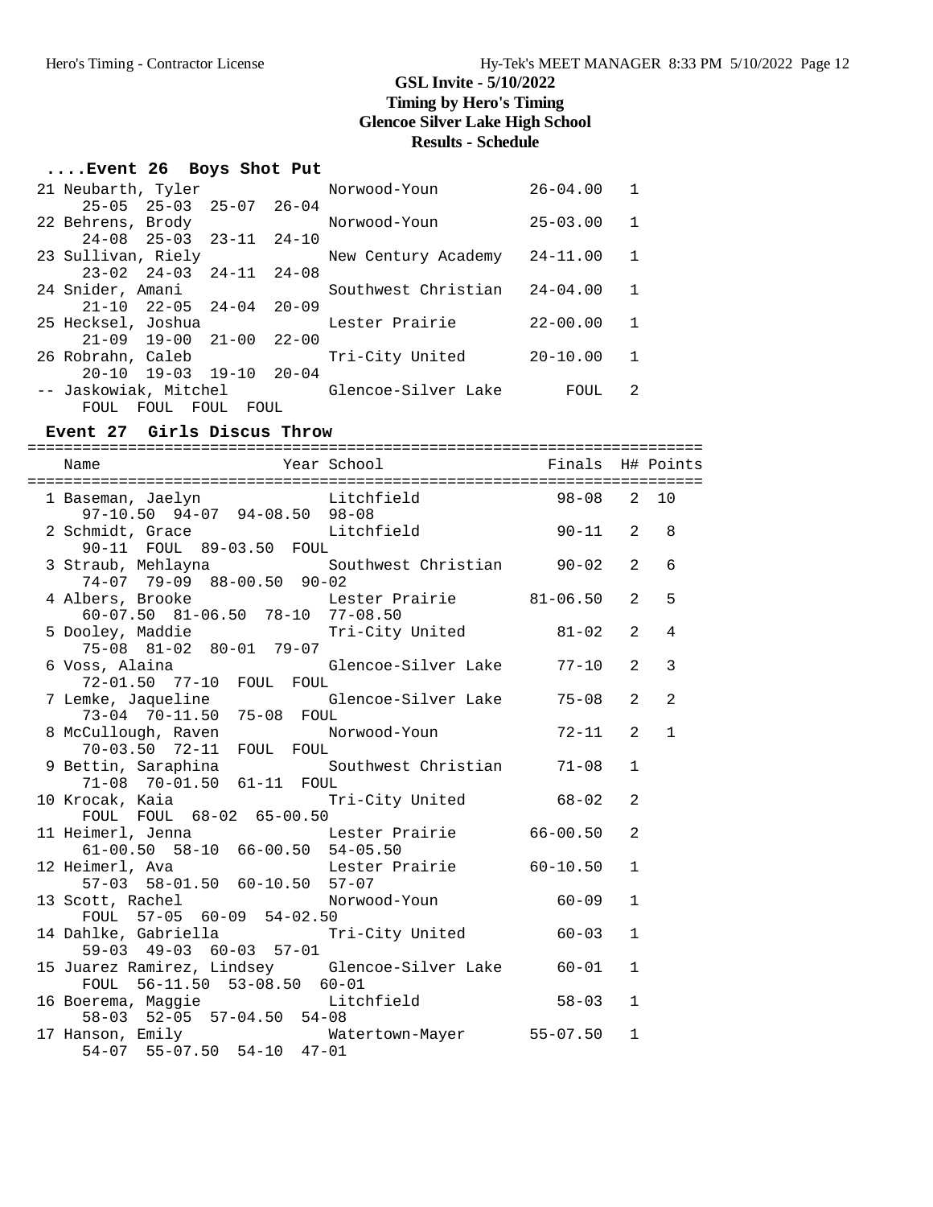# GSL Invite - 5/10/2022

## Timing by Hero's Timing

## Glencoe Silver Lake High School

## Results - Schedule

### ....Event 26 Boys Shot Put

| Place | Name | School | Finals | H# |
|---|---|---|---|---|
| 21 | Neubarth, Tyler | Norwood-Youn | 26-04.00 | 1 |
| | 25-05 25-03 25-07 26-04 | | | |
| 22 | Behrens, Brody | Norwood-Youn | 25-03.00 | 1 |
| | 24-08 25-03 23-11 24-10 | | | |
| 23 | Sullivan, Riely | New Century Academy | 24-11.00 | 1 |
| | 23-02 24-03 24-11 24-08 | | | |
| 24 | Snider, Amani | Southwest Christian | 24-04.00 | 1 |
| | 21-10 22-05 24-04 20-09 | | | |
| 25 | Hecksel, Joshua | Lester Prairie | 22-00.00 | 1 |
| | 21-09 19-00 21-00 22-00 | | | |
| 26 | Robrahn, Caleb | Tri-City United | 20-10.00 | 1 |
| | 20-10 19-03 19-10 20-04 | | | |
| -- | Jaskowiak, Mitchel | Glencoe-Silver Lake | FOUL | 2 |
| | FOUL FOUL FOUL FOUL | | | |

### Event 27 Girls Discus Throw

| Place | Name | Year | School | Finals | H# | Points |
|---|---|---|---|---|---|---|
| 1 | Baseman, Jaelyn | | Litchfield | 98-08 | 2 | 10 |
| | 97-10.50 94-07 94-08.50 98-08 | | | | | |
| 2 | Schmidt, Grace | | Litchfield | 90-11 | 2 | 8 |
| | 90-11 FOUL 89-03.50 FOUL | | | | | |
| 3 | Straub, Mehlayna | | Southwest Christian | 90-02 | 2 | 6 |
| | 74-07 79-09 88-00.50 90-02 | | | | | |
| 4 | Albers, Brooke | | Lester Prairie | 81-06.50 | 2 | 5 |
| | 60-07.50 81-06.50 78-10 77-08.50 | | | | | |
| 5 | Dooley, Maddie | | Tri-City United | 81-02 | 2 | 4 |
| | 75-08 81-02 80-01 79-07 | | | | | |
| 6 | Voss, Alaina | | Glencoe-Silver Lake | 77-10 | 2 | 3 |
| | 72-01.50 77-10 FOUL FOUL | | | | | |
| 7 | Lemke, Jaqueline | | Glencoe-Silver Lake | 75-08 | 2 | 2 |
| | 73-04 70-11.50 75-08 FOUL | | | | | |
| 8 | McCullough, Raven | | Norwood-Youn | 72-11 | 2 | 1 |
| | 70-03.50 72-11 FOUL FOUL | | | | | |
| 9 | Bettin, Saraphina | | Southwest Christian | 71-08 | 1 | |
| | 71-08 70-01.50 61-11 FOUL | | | | | |
| 10 | Krocak, Kaia | | Tri-City United | 68-02 | 2 | |
| | FOUL FOUL 68-02 65-00.50 | | | | | |
| 11 | Heimerl, Jenna | | Lester Prairie | 66-00.50 | 2 | |
| | 61-00.50 58-10 66-00.50 54-05.50 | | | | | |
| 12 | Heimerl, Ava | | Lester Prairie | 60-10.50 | 1 | |
| | 57-03 58-01.50 60-10.50 57-07 | | | | | |
| 13 | Scott, Rachel | | Norwood-Youn | 60-09 | 1 | |
| | FOUL 57-05 60-09 54-02.50 | | | | | |
| 14 | Dahlke, Gabriella | | Tri-City United | 60-03 | 1 | |
| | 59-03 49-03 60-03 57-01 | | | | | |
| 15 | Juarez Ramirez, Lindsey | | Glencoe-Silver Lake | 60-01 | 1 | |
| | FOUL 56-11.50 53-08.50 60-01 | | | | | |
| 16 | Boerema, Maggie | | Litchfield | 58-03 | 1 | |
| | 58-03 52-05 57-04.50 54-08 | | | | | |
| 17 | Hanson, Emily | | Watertown-Mayer | 55-07.50 | 1 | |
| | 54-07 55-07.50 54-10 47-01 | | | | | |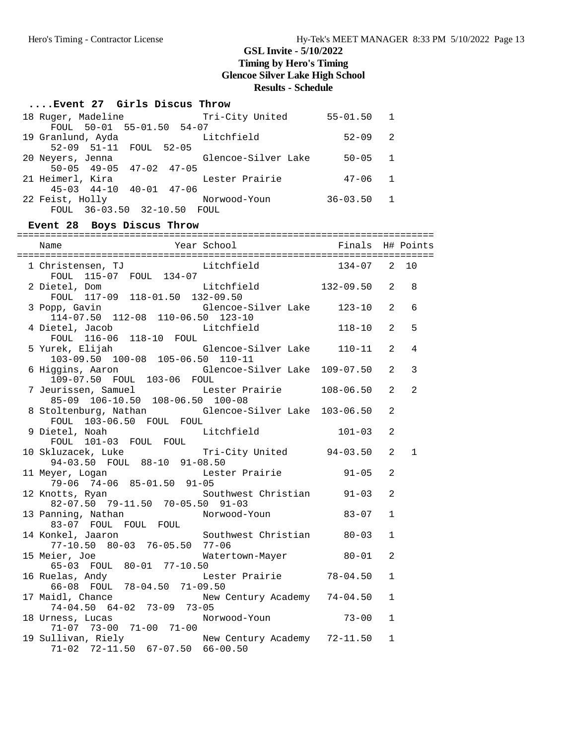# GSL Invite - 5/10/2022

## Timing by Hero's Timing

## Glencoe Silver Lake High School

## Results - Schedule

### ....Event 27 Girls Discus Throw

| Place | Name | Year | School | Finals | H# | Points |
|---|---|---|---|---|---|---|
| 18 | Ruger, Madeline | | Tri-City United | 55-01.50 | 1 | |
| | FOUL 50-01 55-01.50 54-07 | | | | | |
| 19 | Granlund, Ayda | | Litchfield | 52-09 | 2 | |
| | 52-09 51-11 FOUL 52-05 | | | | | |
| 20 | Neyers, Jenna | | Glencoe-Silver Lake | 50-05 | 1 | |
| | 50-05 49-05 47-02 47-05 | | | | | |
| 21 | Heimerl, Kira | | Lester Prairie | 47-06 | 1 | |
| | 45-03 44-10 40-01 47-06 | | | | | |
| 22 | Feist, Holly | | Norwood-Youn | 36-03.50 | 1 | |
| | FOUL 36-03.50 32-10.50 FOUL | | | | | |

### Event 28 Boys Discus Throw

| Place | Name | Year | School | Finals | H# | Points |
|---|---|---|---|---|---|---|
| 1 | Christensen, TJ | | Litchfield | 134-07 | 2 | 10 |
| | FOUL 115-07 FOUL 134-07 | | | | | |
| 2 | Dietel, Dom | | Litchfield | 132-09.50 | 2 | 8 |
| | FOUL 117-09 118-01.50 132-09.50 | | | | | |
| 3 | Popp, Gavin | | Glencoe-Silver Lake | 123-10 | 2 | 6 |
| | 114-07.50 112-08 110-06.50 123-10 | | | | | |
| 4 | Dietel, Jacob | | Litchfield | 118-10 | 2 | 5 |
| | FOUL 116-06 118-10 FOUL | | | | | |
| 5 | Yurek, Elijah | | Glencoe-Silver Lake | 110-11 | 2 | 4 |
| | 103-09.50 100-08 105-06.50 110-11 | | | | | |
| 6 | Higgins, Aaron | | Glencoe-Silver Lake | 109-07.50 | 2 | 3 |
| | 109-07.50 FOUL 103-06 FOUL | | | | | |
| 7 | Jeurissen, Samuel | | Lester Prairie | 108-06.50 | 2 | 2 |
| | 85-09 106-10.50 108-06.50 100-08 | | | | | |
| 8 | Stoltenburg, Nathan | | Glencoe-Silver Lake | 103-06.50 | 2 | |
| | FOUL 103-06.50 FOUL FOUL | | | | | |
| 9 | Dietel, Noah | | Litchfield | 101-03 | 2 | |
| | FOUL 101-03 FOUL FOUL | | | | | |
| 10 | Skluzacek, Luke | | Tri-City United | 94-03.50 | 2 | 1 |
| | 94-03.50 FOUL 88-10 91-08.50 | | | | | |
| 11 | Meyer, Logan | | Lester Prairie | 91-05 | 2 | |
| | 79-06 74-06 85-01.50 91-05 | | | | | |
| 12 | Knotts, Ryan | | Southwest Christian | 91-03 | 2 | |
| | 82-07.50 79-11.50 70-05.50 91-03 | | | | | |
| 13 | Panning, Nathan | | Norwood-Youn | 83-07 | 1 | |
| | 83-07 FOUL FOUL FOUL | | | | | |
| 14 | Konkel, Jaaron | | Southwest Christian | 80-03 | 1 | |
| | 77-10.50 80-03 76-05.50 77-06 | | | | | |
| 15 | Meier, Joe | | Watertown-Mayer | 80-01 | 2 | |
| | 65-03 FOUL 80-01 77-10.50 | | | | | |
| 16 | Ruelas, Andy | | Lester Prairie | 78-04.50 | 1 | |
| | 66-08 FOUL 78-04.50 71-09.50 | | | | | |
| 17 | Maidl, Chance | | New Century Academy | 74-04.50 | 1 | |
| | 74-04.50 64-02 73-09 73-05 | | | | | |
| 18 | Urness, Lucas | | Norwood-Youn | 73-00 | 1 | |
| | 71-07 73-00 71-00 71-00 | | | | | |
| 19 | Sullivan, Riely | | New Century Academy | 72-11.50 | 1 | |
| | 71-02 72-11.50 67-07.50 66-00.50 | | | | | |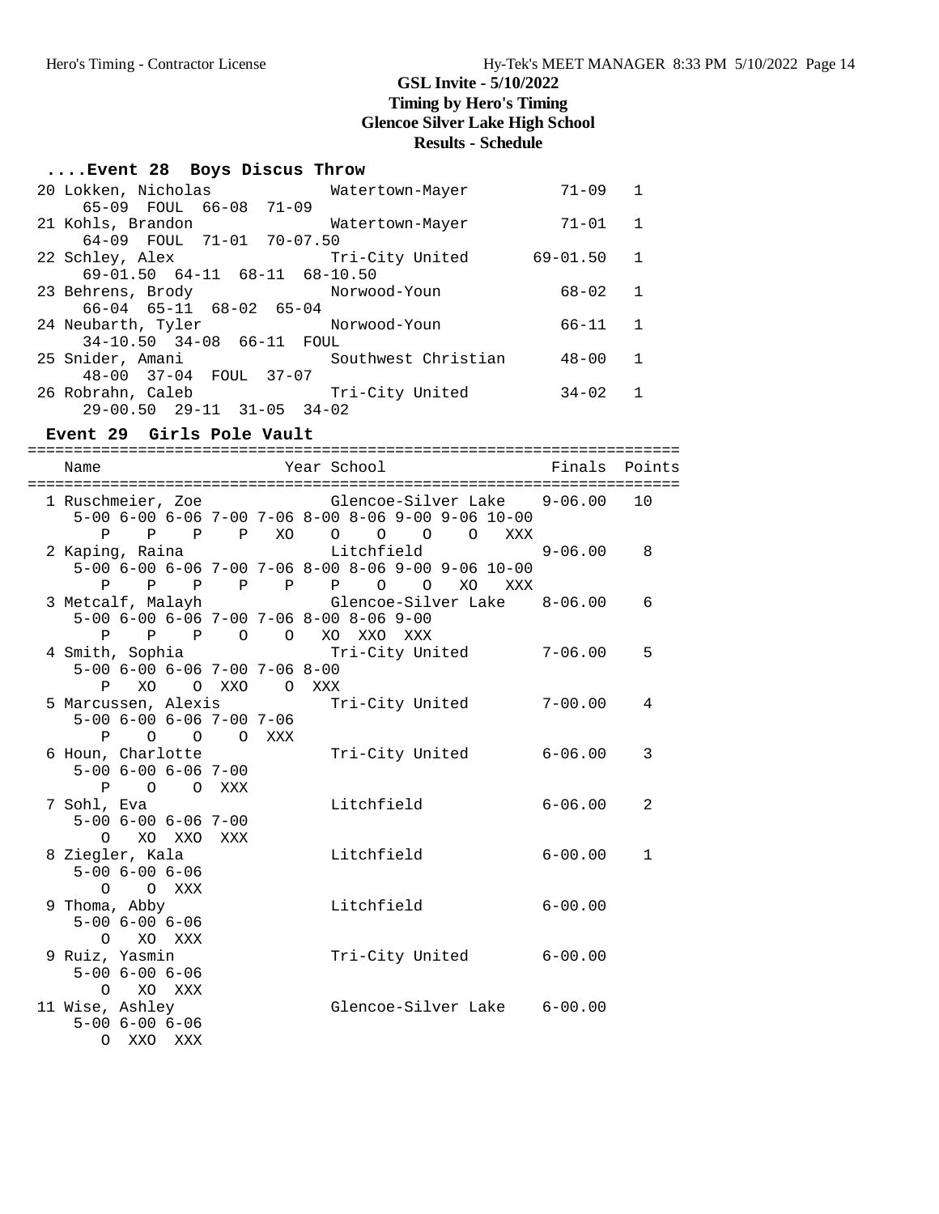# GSL Invite - 5/10/2022
## Timing by Hero's Timing
## Glencoe Silver Lake High School
## Results - Schedule

### ....Event 28 Boys Discus Throw

```
 20 Lokken, Nicholas            Watertown-Mayer         71-09   1
      65-09  FOUL  66-08  71-09
 21 Kohls, Brandon              Watertown-Mayer         71-01   1
      64-09  FOUL  71-01  70-07.50
 22 Schley, Alex                Tri-City United      69-01.50   1
      69-01.50  64-11  68-11  68-10.50
 23 Behrens, Brody              Norwood-Youn            68-02   1
      66-04  65-11  68-02  65-04
 24 Neubarth, Tyler             Norwood-Youn            66-11   1
      34-10.50  34-08  66-11  FOUL
 25 Snider, Amani               Southwest Christian     48-00   1
      48-00  37-04  FOUL  37-07
 26 Robrahn, Caleb              Tri-City United         34-02   1
      29-00.50  29-11  31-05  34-02
```

### Event 29 Girls Pole Vault

```
=======================================================================
   Name                    Year School                 Finals  Points
=======================================================================
  1 Ruschmeier, Zoe            Glencoe-Silver Lake    9-06.00   10
     5-00 6-00 6-06 7-00 7-06 8-00 8-06 9-00 9-06 10-00
        P    P    P    P   XO    O    O    O    O   XXX
  2 Kaping, Raina              Litchfield             9-06.00    8
     5-00 6-00 6-06 7-00 7-06 8-00 8-06 9-00 9-06 10-00
        P    P    P    P    P    P    O    O   XO   XXX
  3 Metcalf, Malayh            Glencoe-Silver Lake    8-06.00    6
     5-00 6-00 6-06 7-00 7-06 8-00 8-06 9-00
        P    P    P    O    O   XO  XXO  XXX
  4 Smith, Sophia              Tri-City United        7-06.00    5
     5-00 6-00 6-06 7-00 7-06 8-00
        P   XO    O  XXO    O  XXX
  5 Marcussen, Alexis          Tri-City United        7-00.00    4
     5-00 6-00 6-06 7-00 7-06
        P    O    O    O  XXX
  6 Houn, Charlotte            Tri-City United        6-06.00    3
     5-00 6-00 6-06 7-00
        P    O    O  XXX
  7 Sohl, Eva                  Litchfield             6-06.00    2
     5-00 6-00 6-06 7-00
        O   XO  XXO  XXX
  8 Ziegler, Kala              Litchfield             6-00.00    1
     5-00 6-00 6-06
        O    O  XXX
  9 Thoma, Abby                Litchfield             6-00.00
     5-00 6-00 6-06
        O   XO  XXX
  9 Ruiz, Yasmin               Tri-City United        6-00.00
     5-00 6-00 6-06
        O   XO  XXX
 11 Wise, Ashley               Glencoe-Silver Lake    6-00.00
     5-00 6-00 6-06
        O  XXO  XXX
```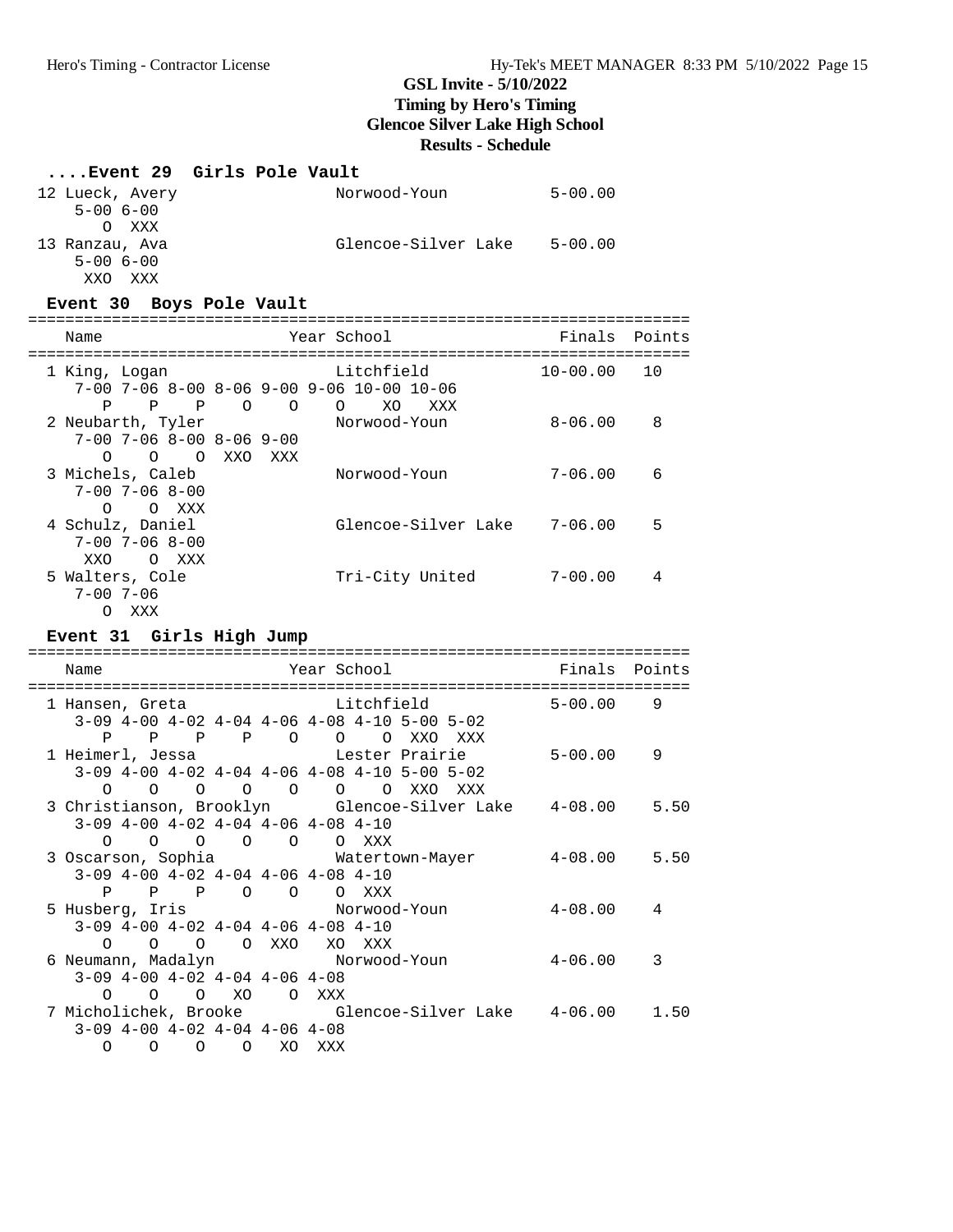# GSL Invite - 5/10/2022

**Timing by Hero's Timing**

**Glencoe Silver Lake High School**

**Results - Schedule**

### ....Event 29 Girls Pole Vault

```
 12 Lueck, Avery                 Norwood-Youn           5-00.00
    5-00 6-00
      O  XXX
 13 Ranzau, Ava                  Glencoe-Silver Lake    5-00.00
    5-00 6-00
     XXO  XXX
```

### Event 30 Boys Pole Vault

```
=======================================================================
    Name                    Year School                 Finals  Points
=======================================================================
  1 King, Logan                  Litchfield            10-00.00   10
    7-00 7-06 8-00 8-06 9-00 9-06 10-00 10-06
       P    P    P    O    O    O    XO   XXX
  2 Neubarth, Tyler              Norwood-Youn           8-06.00    8
    7-00 7-06 8-00 8-06 9-00
       O    O    O  XXO  XXX
  3 Michels, Caleb               Norwood-Youn           7-06.00    6
    7-00 7-06 8-00
       O    O  XXX
  4 Schulz, Daniel               Glencoe-Silver Lake    7-06.00    5
    7-00 7-06 8-00
     XXO    O  XXX
  5 Walters, Cole                Tri-City United        7-00.00    4
    7-00 7-06
       O  XXX
```

### Event 31 Girls High Jump

```
=======================================================================
    Name                    Year School                 Finals  Points
=======================================================================
  1 Hansen, Greta                Litchfield             5-00.00    9
    3-09 4-00 4-02 4-04 4-06 4-08 4-10 5-00 5-02
       P    P    P    P    O    O    O  XXO  XXX
  1 Heimerl, Jessa               Lester Prairie         5-00.00    9
    3-09 4-00 4-02 4-04 4-06 4-08 4-10 5-00 5-02
       O    O    O    O    O    O    O  XXO  XXX
  3 Christianson, Brooklyn       Glencoe-Silver Lake    4-08.00    5.50
    3-09 4-00 4-02 4-04 4-06 4-08 4-10
       O    O    O    O    O    O  XXX
  3 Oscarson, Sophia             Watertown-Mayer        4-08.00    5.50
    3-09 4-00 4-02 4-04 4-06 4-08 4-10
       P    P    P    O    O    O  XXX
  5 Husberg, Iris                Norwood-Youn           4-08.00    4
    3-09 4-00 4-02 4-04 4-06 4-08 4-10
       O    O    O    O  XXO   XO  XXX
  6 Neumann, Madalyn             Norwood-Youn           4-06.00    3
    3-09 4-00 4-02 4-04 4-06 4-08
       O    O    O   XO    O  XXX
  7 Micholichek, Brooke          Glencoe-Silver Lake    4-06.00    1.50
    3-09 4-00 4-02 4-04 4-06 4-08
       O    O    O    O   XO  XXX
```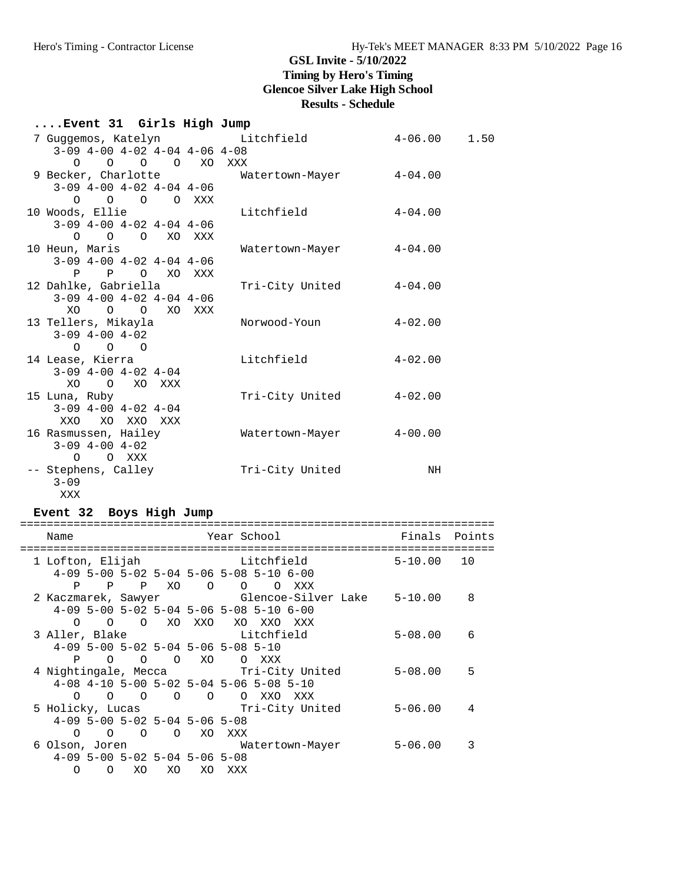# GSL Invite - 5/10/2022

## Timing by Hero's Timing

## Glencoe Silver Lake High School

## Results - Schedule

### ....Event 31 Girls High Jump

```
 7 Guggemos, Katelyn           Litchfield              4-06.00    1.50 
    3-09 4-00 4-02 4-04 4-06 4-08 
       O    O    O    O   XO  XXX 
 9 Becker, Charlotte           Watertown-Mayer         4-04.00 
    3-09 4-00 4-02 4-04 4-06 
       O    O    O    O  XXX 
10 Woods, Ellie                Litchfield              4-04.00 
    3-09 4-00 4-02 4-04 4-06 
       O    O    O   XO  XXX 
10 Heun, Maris                 Watertown-Mayer         4-04.00 
    3-09 4-00 4-02 4-04 4-06 
       P    P    O   XO  XXX 
12 Dahlke, Gabriella           Tri-City United         4-04.00 
    3-09 4-00 4-02 4-04 4-06 
      XO    O    O   XO  XXX 
13 Tellers, Mikayla            Norwood-Youn            4-02.00 
    3-09 4-00 4-02 
       O    O    O 
14 Lease, Kierra               Litchfield              4-02.00 
    3-09 4-00 4-02 4-04 
      XO    O   XO  XXX 
15 Luna, Ruby                  Tri-City United         4-02.00 
    3-09 4-00 4-02 4-04 
     XXO   XO  XXO  XXX 
16 Rasmussen, Hailey           Watertown-Mayer         4-00.00 
    3-09 4-00 4-02 
       O    O  XXX 
-- Stephens, Calley            Tri-City United              NH 
    3-09 
     XXX 
```

### Event 32 Boys High Jump

```
=======================================================================
    Name                    Year School                 Finals  Points 
=======================================================================
  1 Lofton, Elijah               Litchfield            5-10.00   10 
     4-09 5-00 5-02 5-04 5-06 5-08 5-10 6-00 
        P    P    P   XO    O    O    O  XXX 
  2 Kaczmarek, Sawyer            Glencoe-Silver Lake   5-10.00    8 
     4-09 5-00 5-02 5-04 5-06 5-08 5-10 6-00 
        O    O    O   XO  XXO   XO  XXO  XXX 
  3 Aller, Blake                 Litchfield            5-08.00    6 
     4-09 5-00 5-02 5-04 5-06 5-08 5-10 
        P    O    O    O   XO    O  XXX 
  4 Nightingale, Mecca           Tri-City United       5-08.00    5 
     4-08 4-10 5-00 5-02 5-04 5-06 5-08 5-10 
        O    O    O    O    O    O  XXO  XXX 
  5 Holicky, Lucas               Tri-City United       5-06.00    4 
     4-09 5-00 5-02 5-04 5-06 5-08 
        O    O    O    O   XO  XXX 
  6 Olson, Joren                 Watertown-Mayer       5-06.00    3 
     4-09 5-00 5-02 5-04 5-06 5-08 
        O    O   XO   XO   XO  XXX 
```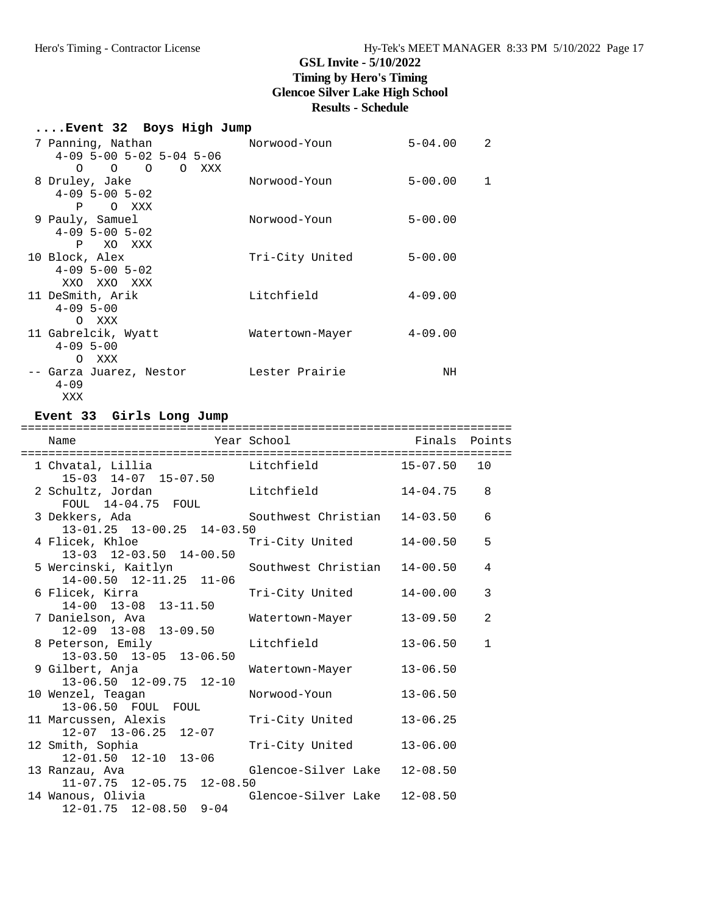## GSL Invite - 5/10/2022
### Timing by Hero's Timing
### Glencoe Silver Lake High School
### Results - Schedule

### ....Event 32 Boys High Jump

```
  7 Panning, Nathan             Norwood-Youn           5-04.00    2
     4-09 5-00 5-02 5-04 5-06
        O    O    O    O  XXX
  8 Druley, Jake                Norwood-Youn           5-00.00    1
     4-09 5-00 5-02
        P    O  XXX
  9 Pauly, Samuel               Norwood-Youn           5-00.00
     4-09 5-00 5-02
        P   XO  XXX
 10 Block, Alex                 Tri-City United        5-00.00
     4-09 5-00 5-02
      XXO  XXO  XXX
 11 DeSmith, Arik               Litchfield             4-09.00
     4-09 5-00
        O  XXX
 11 Gabrelcik, Wyatt            Watertown-Mayer        4-09.00
     4-09 5-00
        O  XXX
 -- Garza Juarez, Nestor        Lester Prairie              NH
     4-09
      XXX
```

### Event 33 Girls Long Jump

```
=======================================================================
   Name                    Year School                  Finals  Points
=======================================================================
  1 Chvatal, Lillia             Litchfield            15-07.50   10
     15-03  14-07  15-07.50
  2 Schultz, Jordan             Litchfield            14-04.75    8
     FOUL  14-04.75  FOUL
  3 Dekkers, Ada                Southwest Christian   14-03.50    6
     13-01.25  13-00.25  14-03.50
  4 Flicek, Khloe               Tri-City United       14-00.50    5
     13-03  12-03.50  14-00.50
  5 Wercinski, Kaitlyn          Southwest Christian   14-00.50    4
     14-00.50  12-11.25  11-06
  6 Flicek, Kirra               Tri-City United       14-00.00    3
     14-00  13-08  13-11.50
  7 Danielson, Ava              Watertown-Mayer       13-09.50    2
     12-09  13-08  13-09.50
  8 Peterson, Emily             Litchfield            13-06.50    1
     13-03.50  13-05  13-06.50
  9 Gilbert, Anja               Watertown-Mayer       13-06.50
     13-06.50  12-09.75  12-10
 10 Wenzel, Teagan              Norwood-Youn          13-06.50
     13-06.50  FOUL  FOUL
 11 Marcussen, Alexis           Tri-City United       13-06.25
     12-07  13-06.25  12-07
 12 Smith, Sophia               Tri-City United       13-06.00
     12-01.50  12-10  13-06
 13 Ranzau, Ava                 Glencoe-Silver Lake   12-08.50
     11-07.75  12-05.75  12-08.50
 14 Wanous, Olivia              Glencoe-Silver Lake   12-08.50
     12-01.75  12-08.50  9-04
```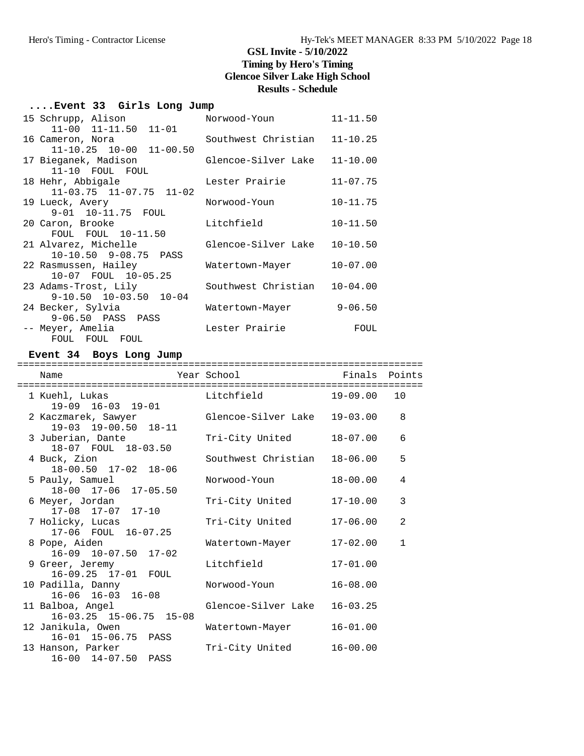# GSL Invite - 5/10/2022
## Timing by Hero's Timing
## Glencoe Silver Lake High School
## Results - Schedule

### ....Event 33 Girls Long Jump

```
 15 Schrupp, Alison              Norwood-Youn           11-11.50
      11-00  11-11.50  11-01
 16 Cameron, Nora                Southwest Christian    11-10.25
      11-10.25  10-00  11-00.50
 17 Bieganek, Madison            Glencoe-Silver Lake    11-10.00
      11-10  FOUL  FOUL
 18 Hehr, Abbigale               Lester Prairie         11-07.75
      11-03.75  11-07.75  11-02
 19 Lueck, Avery                 Norwood-Youn           10-11.75
      9-01  10-11.75  FOUL
 20 Caron, Brooke                Litchfield             10-11.50
      FOUL  FOUL  10-11.50
 21 Alvarez, Michelle            Glencoe-Silver Lake    10-10.50
      10-10.50  9-08.75  PASS
 22 Rasmussen, Hailey            Watertown-Mayer        10-07.00
      10-07  FOUL  10-05.25
 23 Adams-Trost, Lily            Southwest Christian    10-04.00
      9-10.50  10-03.50  10-04
 24 Becker, Sylvia               Watertown-Mayer         9-06.50
      9-06.50  PASS  PASS
 -- Meyer, Amelia                Lester Prairie             FOUL
      FOUL  FOUL  FOUL
```

### Event 34 Boys Long Jump

```
=======================================================================
    Name                    Year School                  Finals  Points
=======================================================================
  1 Kuehl, Lukas                 Litchfield             19-09.00   10
      19-09  16-03  19-01
  2 Kaczmarek, Sawyer            Glencoe-Silver Lake    19-03.00    8
      19-03  19-00.50  18-11
  3 Juberian, Dante              Tri-City United        18-07.00    6
      18-07  FOUL  18-03.50
  4 Buck, Zion                   Southwest Christian    18-06.00    5
      18-00.50  17-02  18-06
  5 Pauly, Samuel                Norwood-Youn           18-00.00    4
      18-00  17-06  17-05.50
  6 Meyer, Jordan                Tri-City United        17-10.00    3
      17-08  17-07  17-10
  7 Holicky, Lucas               Tri-City United        17-06.00    2
      17-06  FOUL  16-07.25
  8 Pope, Aiden                  Watertown-Mayer        17-02.00    1
      16-09  10-07.50  17-02
  9 Greer, Jeremy                Litchfield             17-01.00
      16-09.25  17-01  FOUL
 10 Padilla, Danny               Norwood-Youn           16-08.00
      16-06  16-03  16-08
 11 Balboa, Angel                Glencoe-Silver Lake    16-03.25
      16-03.25  15-06.75  15-08
 12 Janikula, Owen               Watertown-Mayer        16-01.00
      16-01  15-06.75  PASS
 13 Hanson, Parker               Tri-City United        16-00.00
      16-00  14-07.50  PASS
```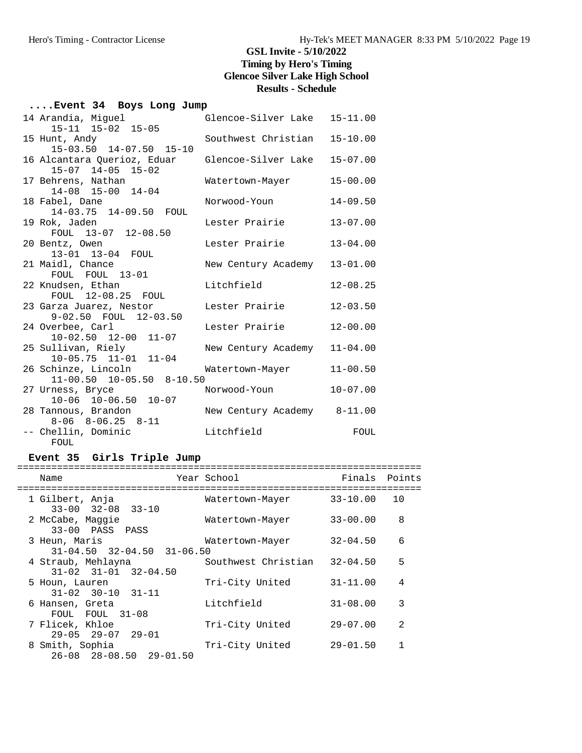# GSL Invite - 5/10/2022

**Timing by Hero's Timing**

**Glencoe Silver Lake High School**

**Results - Schedule**

## ....Event 34 Boys Long Jump

| Place | Name | School | Finals |
|---|---|---|---|
| 14 | Arandia, Miguel | Glencoe-Silver Lake | 15-11.00 |
| | 15-11 15-02 15-05 | | |
| 15 | Hunt, Andy | Southwest Christian | 15-10.00 |
| | 15-03.50 14-07.50 15-10 | | |
| 16 | Alcantara Querioz, Eduar | Glencoe-Silver Lake | 15-07.00 |
| | 15-07 14-05 15-02 | | |
| 17 | Behrens, Nathan | Watertown-Mayer | 15-00.00 |
| | 14-08 15-00 14-04 | | |
| 18 | Fabel, Dane | Norwood-Youn | 14-09.50 |
| | 14-03.75 14-09.50 FOUL | | |
| 19 | Rok, Jaden | Lester Prairie | 13-07.00 |
| | FOUL 13-07 12-08.50 | | |
| 20 | Bentz, Owen | Lester Prairie | 13-04.00 |
| | 13-01 13-04 FOUL | | |
| 21 | Maidl, Chance | New Century Academy | 13-01.00 |
| | FOUL FOUL 13-01 | | |
| 22 | Knudsen, Ethan | Litchfield | 12-08.25 |
| | FOUL 12-08.25 FOUL | | |
| 23 | Garza Juarez, Nestor | Lester Prairie | 12-03.50 |
| | 9-02.50 FOUL 12-03.50 | | |
| 24 | Overbee, Carl | Lester Prairie | 12-00.00 |
| | 10-02.50 12-00 11-07 | | |
| 25 | Sullivan, Riely | New Century Academy | 11-04.00 |
| | 10-05.75 11-01 11-04 | | |
| 26 | Schinze, Lincoln | Watertown-Mayer | 11-00.50 |
| | 11-00.50 10-05.50 8-10.50 | | |
| 27 | Urness, Bryce | Norwood-Youn | 10-07.00 |
| | 10-06 10-06.50 10-07 | | |
| 28 | Tannous, Brandon | New Century Academy | 8-11.00 |
| | 8-06 8-06.25 8-11 | | |
| -- | Chellin, Dominic | Litchfield | FOUL |
| | FOUL | | |

## Event 35 Girls Triple Jump

| Place | Name | Year | School | Finals | Points |
|---|---|---|---|---|---|
| 1 | Gilbert, Anja | | Watertown-Mayer | 33-10.00 | 10 |
| | 33-00 32-08 33-10 | | | | |
| 2 | McCabe, Maggie | | Watertown-Mayer | 33-00.00 | 8 |
| | 33-00 PASS PASS | | | | |
| 3 | Heun, Maris | | Watertown-Mayer | 32-04.50 | 6 |
| | 31-04.50 32-04.50 31-06.50 | | | | |
| 4 | Straub, Mehlayna | | Southwest Christian | 32-04.50 | 5 |
| | 31-02 31-01 32-04.50 | | | | |
| 5 | Houn, Lauren | | Tri-City United | 31-11.00 | 4 |
| | 31-02 30-10 31-11 | | | | |
| 6 | Hansen, Greta | | Litchfield | 31-08.00 | 3 |
| | FOUL FOUL 31-08 | | | | |
| 7 | Flicek, Khloe | | Tri-City United | 29-07.00 | 2 |
| | 29-05 29-07 29-01 | | | | |
| 8 | Smith, Sophia | | Tri-City United | 29-01.50 | 1 |
| | 26-08 28-08.50 29-01.50 | | | | |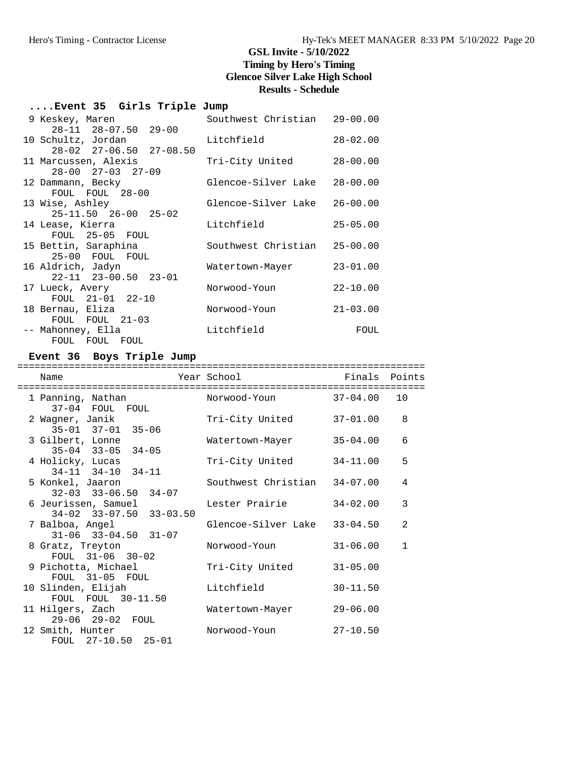GSL Invite - 5/10/2022
Timing by Hero's Timing
Glencoe Silver Lake High School
Results - Schedule

## ....Event 35 Girls Triple Jump

| Place | Name | School | Finals |
|---|---|---|---|
| 9 | Keskey, Maren | Southwest Christian | 29-00.00 |
| | 28-11 28-07.50 29-00 | | |
| 10 | Schultz, Jordan | Litchfield | 28-02.00 |
| | 28-02 27-06.50 27-08.50 | | |
| 11 | Marcussen, Alexis | Tri-City United | 28-00.00 |
| | 28-00 27-03 27-09 | | |
| 12 | Dammann, Becky | Glencoe-Silver Lake | 28-00.00 |
| | FOUL FOUL 28-00 | | |
| 13 | Wise, Ashley | Glencoe-Silver Lake | 26-00.00 |
| | 25-11.50 26-00 25-02 | | |
| 14 | Lease, Kierra | Litchfield | 25-05.00 |
| | FOUL 25-05 FOUL | | |
| 15 | Bettin, Saraphina | Southwest Christian | 25-00.00 |
| | 25-00 FOUL FOUL | | |
| 16 | Aldrich, Jadyn | Watertown-Mayer | 23-01.00 |
| | 22-11 23-00.50 23-01 | | |
| 17 | Lueck, Avery | Norwood-Youn | 22-10.00 |
| | FOUL 21-01 22-10 | | |
| 18 | Bernau, Eliza | Norwood-Youn | 21-03.00 |
| | FOUL FOUL 21-03 | | |
| -- | Mahonney, Ella | Litchfield | FOUL |
| | FOUL FOUL FOUL | | |

## Event 36 Boys Triple Jump

| Place | Name | Year | School | Finals | Points |
|---|---|---|---|---|---|
| 1 | Panning, Nathan | | Norwood-Youn | 37-04.00 | 10 |
| | 37-04 FOUL FOUL | | | | |
| 2 | Wagner, Janik | | Tri-City United | 37-01.00 | 8 |
| | 35-01 37-01 35-06 | | | | |
| 3 | Gilbert, Lonne | | Watertown-Mayer | 35-04.00 | 6 |
| | 35-04 33-05 34-05 | | | | |
| 4 | Holicky, Lucas | | Tri-City United | 34-11.00 | 5 |
| | 34-11 34-10 34-11 | | | | |
| 5 | Konkel, Jaaron | | Southwest Christian | 34-07.00 | 4 |
| | 32-03 33-06.50 34-07 | | | | |
| 6 | Jeurissen, Samuel | | Lester Prairie | 34-02.00 | 3 |
| | 34-02 33-07.50 33-03.50 | | | | |
| 7 | Balboa, Angel | | Glencoe-Silver Lake | 33-04.50 | 2 |
| | 31-06 33-04.50 31-07 | | | | |
| 8 | Gratz, Treyton | | Norwood-Youn | 31-06.00 | 1 |
| | FOUL 31-06 30-02 | | | | |
| 9 | Pichotta, Michael | | Tri-City United | 31-05.00 | |
| | FOUL 31-05 FOUL | | | | |
| 10 | Slinden, Elijah | | Litchfield | 30-11.50 | |
| | FOUL FOUL 30-11.50 | | | | |
| 11 | Hilgers, Zach | | Watertown-Mayer | 29-06.00 | |
| | 29-06 29-02 FOUL | | | | |
| 12 | Smith, Hunter | | Norwood-Youn | 27-10.50 | |
| | FOUL 27-10.50 25-01 | | | | |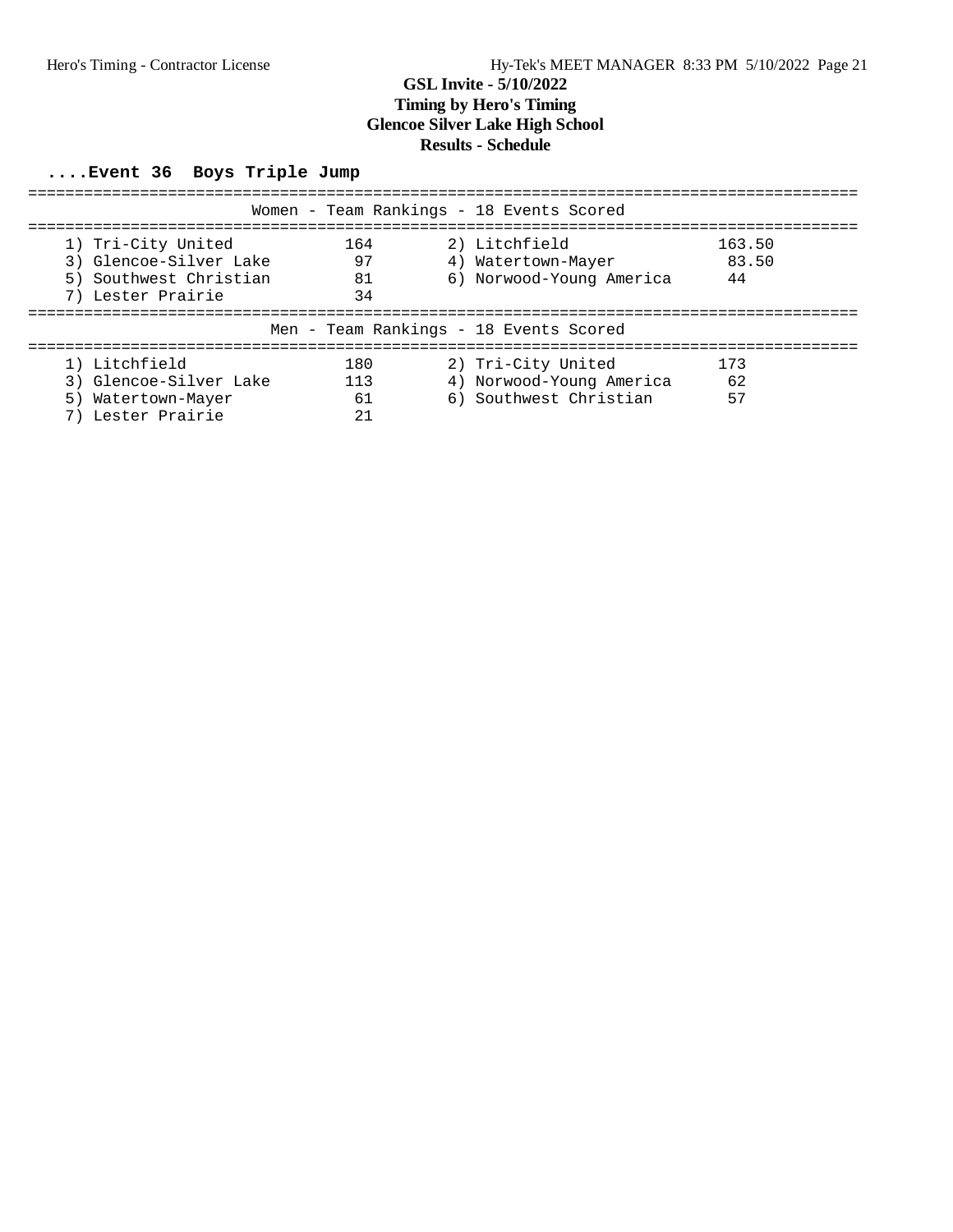## GSL Invite - 5/10/2022
### Timing by Hero's Timing
### Glencoe Silver Lake High School
### Results - Schedule

**....Event 36 Boys Triple Jump**

**Women - Team Rankings - 18 Events Scored**

| | | | |
|---|---|---|---|
| 1) Tri-City United | 164 | 2) Litchfield | 163.50 |
| 3) Glencoe-Silver Lake | 97 | 4) Watertown-Mayer | 83.50 |
| 5) Southwest Christian | 81 | 6) Norwood-Young America | 44 |
| 7) Lester Prairie | 34 | | |

**Men - Team Rankings - 18 Events Scored**

| | | | |
|---|---|---|---|
| 1) Litchfield | 180 | 2) Tri-City United | 173 |
| 3) Glencoe-Silver Lake | 113 | 4) Norwood-Young America | 62 |
| 5) Watertown-Mayer | 61 | 6) Southwest Christian | 57 |
| 7) Lester Prairie | 21 | | |